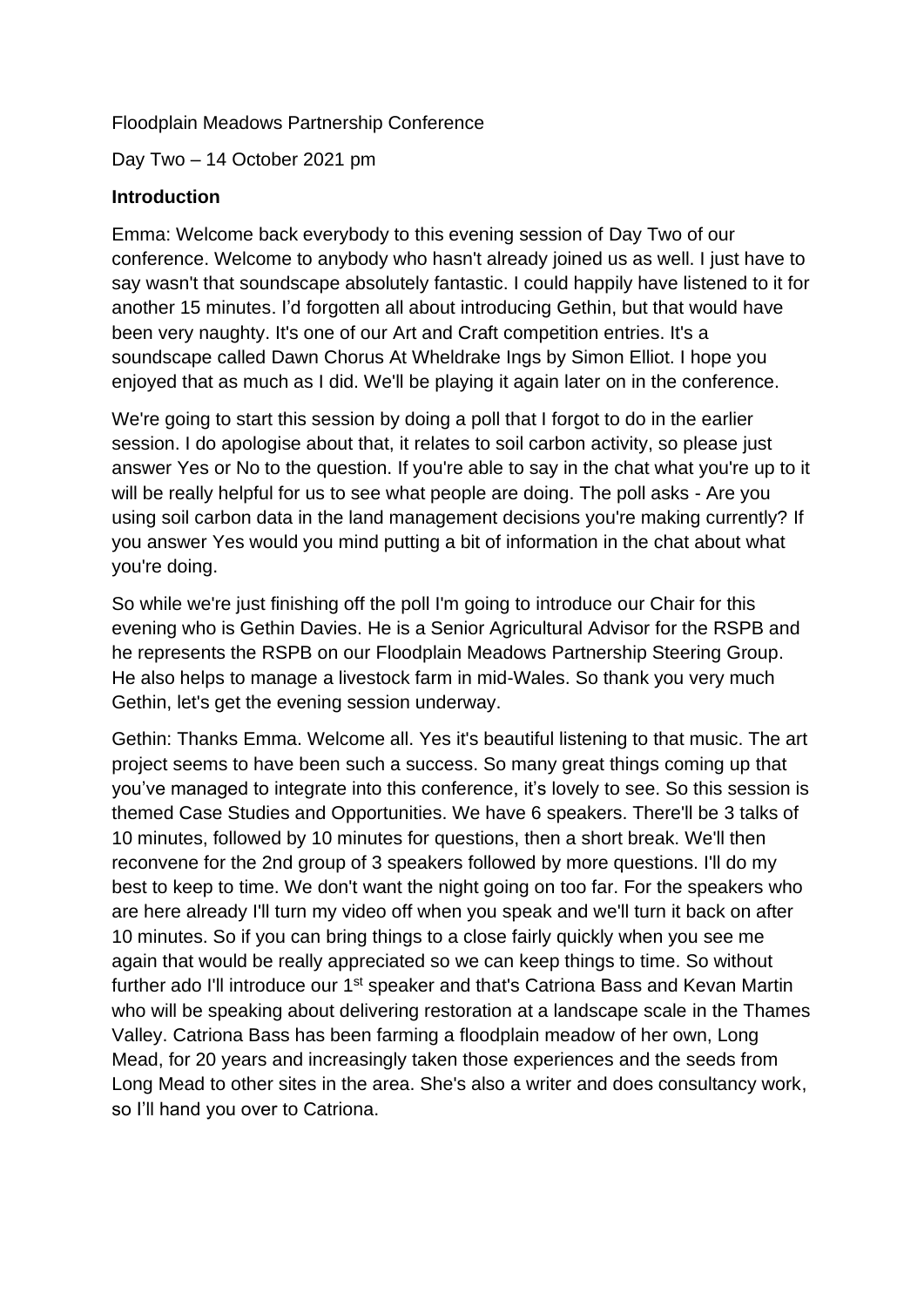Floodplain Meadows Partnership Conference

Day Two – 14 October 2021 pm

**Introduction**

Emma: Welcome back everybody to this evening session of Day Two of our conference. Welcome to anybody who hasn't already joined us as well. I just have to say wasn't that soundscape absolutely fantastic. I could happily have listened to it for another 15 minutes. I'd forgotten all about introducing Gethin, but that would have been very naughty. It's one of our Art and Craft competition entries. It's a soundscape called Dawn Chorus At Wheldrake Ings by Simon Elliot. I hope you enjoyed that as much as I did. We'll be playing it again later on in the conference.

We're going to start this session by doing a poll that I forgot to do in the earlier session. I do apologise about that, it relates to soil carbon activity, so please just answer Yes or No to the question. If you're able to say in the chat what you're up to it will be really helpful for us to see what people are doing. The poll asks - Are you using soil carbon data in the land management decisions you're making currently? If you answer Yes would you mind putting a bit of information in the chat about what you're doing.

So while we're just finishing off the poll I'm going to introduce our Chair for this evening who is Gethin Davies. He is a Senior Agricultural Advisor for the RSPB and he represents the RSPB on our Floodplain Meadows Partnership Steering Group. He also helps to manage a livestock farm in mid-Wales. So thank you very much Gethin, let's get the evening session underway.

Gethin: Thanks Emma. Welcome all. Yes it's beautiful listening to that music. The art project seems to have been such a success. So many great things coming up that you've managed to integrate into this conference, it's lovely to see. So this session is themed Case Studies and Opportunities. We have 6 speakers. There'll be 3 talks of 10 minutes, followed by 10 minutes for questions, then a short break. We'll then reconvene for the 2nd group of 3 speakers followed by more questions. I'll do my best to keep to time. We don't want the night going on too far. For the speakers who are here already I'll turn my video off when you speak and we'll turn it back on after 10 minutes. So if you can bring things to a close fairly quickly when you see me again that would be really appreciated so we can keep things to time. So without further ado I'll introduce our 1st speaker and that's Catriona Bass and Kevan Martin who will be speaking about delivering restoration at a landscape scale in the Thames Valley. Catriona Bass has been farming a floodplain meadow of her own, Long Mead, for 20 years and increasingly taken those experiences and the seeds from Long Mead to other sites in the area. She's also a writer and does consultancy work, so I'll hand you over to Catriona.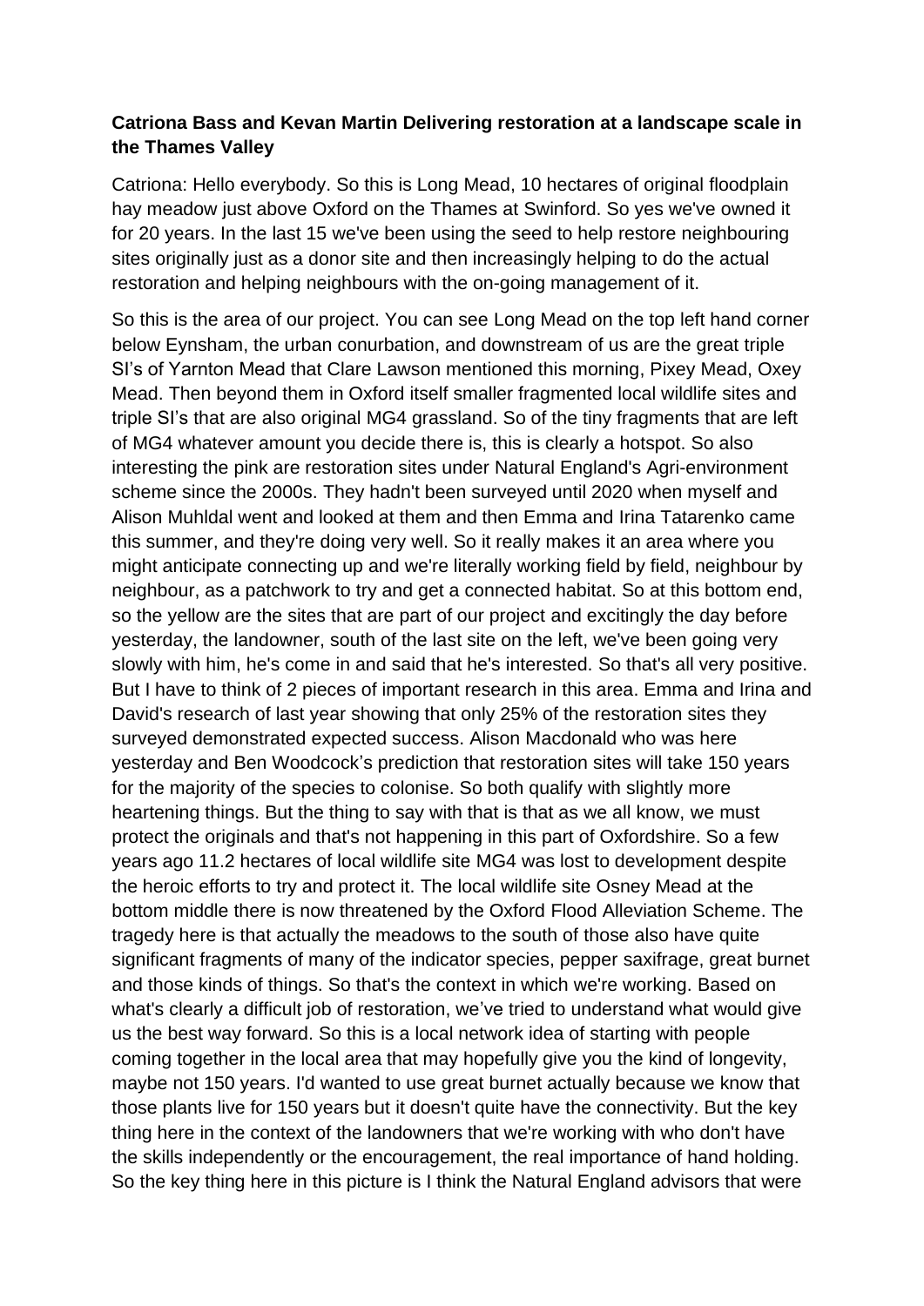**Catriona Bass and Kevan Martin Delivering restoration at a landscape scale in the Thames Valley**

Catriona: Hello everybody. So this is Long Mead, 10 hectares of original floodplain hay meadow just above Oxford on the Thames at Swinford. So yes we've owned it for 20 years. In the last 15 we've been using the seed to help restore neighbouring sites originally just as a donor site and then increasingly helping to do the actual restoration and helping neighbours with the on-going management of it.

So this is the area of our project. You can see Long Mead on the top left hand corner below Eynsham, the urban conurbation, and downstream of us are the great triple SI's of Yarnton Mead that Clare Lawson mentioned this morning, Pixey Mead, Oxey Mead. Then beyond them in Oxford itself smaller fragmented local wildlife sites and triple SI's that are also original MG4 grassland. So of the tiny fragments that are left of MG4 whatever amount you decide there is, this is clearly a hotspot. So also interesting the pink are restoration sites under Natural England's Agri-environment scheme since the 2000s. They hadn't been surveyed until 2020 when myself and Alison Muhldal went and looked at them and then Emma and Irina Tatarenko came this summer, and they're doing very well. So it really makes it an area where you might anticipate connecting up and we're literally working field by field, neighbour by neighbour, as a patchwork to try and get a connected habitat. So at this bottom end, so the yellow are the sites that are part of our project and excitingly the day before yesterday, the landowner, south of the last site on the left, we've been going very slowly with him, he's come in and said that he's interested. So that's all very positive. But I have to think of 2 pieces of important research in this area. Emma and Irina and David's research of last year showing that only 25% of the restoration sites they surveyed demonstrated expected success. Alison Macdonald who was here yesterday and Ben Woodcock's prediction that restoration sites will take 150 years for the majority of the species to colonise. So both qualify with slightly more heartening things. But the thing to say with that is that as we all know, we must protect the originals and that's not happening in this part of Oxfordshire. So a few years ago 11.2 hectares of local wildlife site MG4 was lost to development despite the heroic efforts to try and protect it. The local wildlife site Osney Mead at the bottom middle there is now threatened by the Oxford Flood Alleviation Scheme. The tragedy here is that actually the meadows to the south of those also have quite significant fragments of many of the indicator species, pepper saxifrage, great burnet and those kinds of things. So that's the context in which we're working. Based on what's clearly a difficult job of restoration, we've tried to understand what would give us the best way forward. So this is a local network idea of starting with people coming together in the local area that may hopefully give you the kind of longevity, maybe not 150 years. I'd wanted to use great burnet actually because we know that those plants live for 150 years but it doesn't quite have the connectivity. But the key thing here in the context of the landowners that we're working with who don't have the skills independently or the encouragement, the real importance of hand holding. So the key thing here in this picture is I think the Natural England advisors that were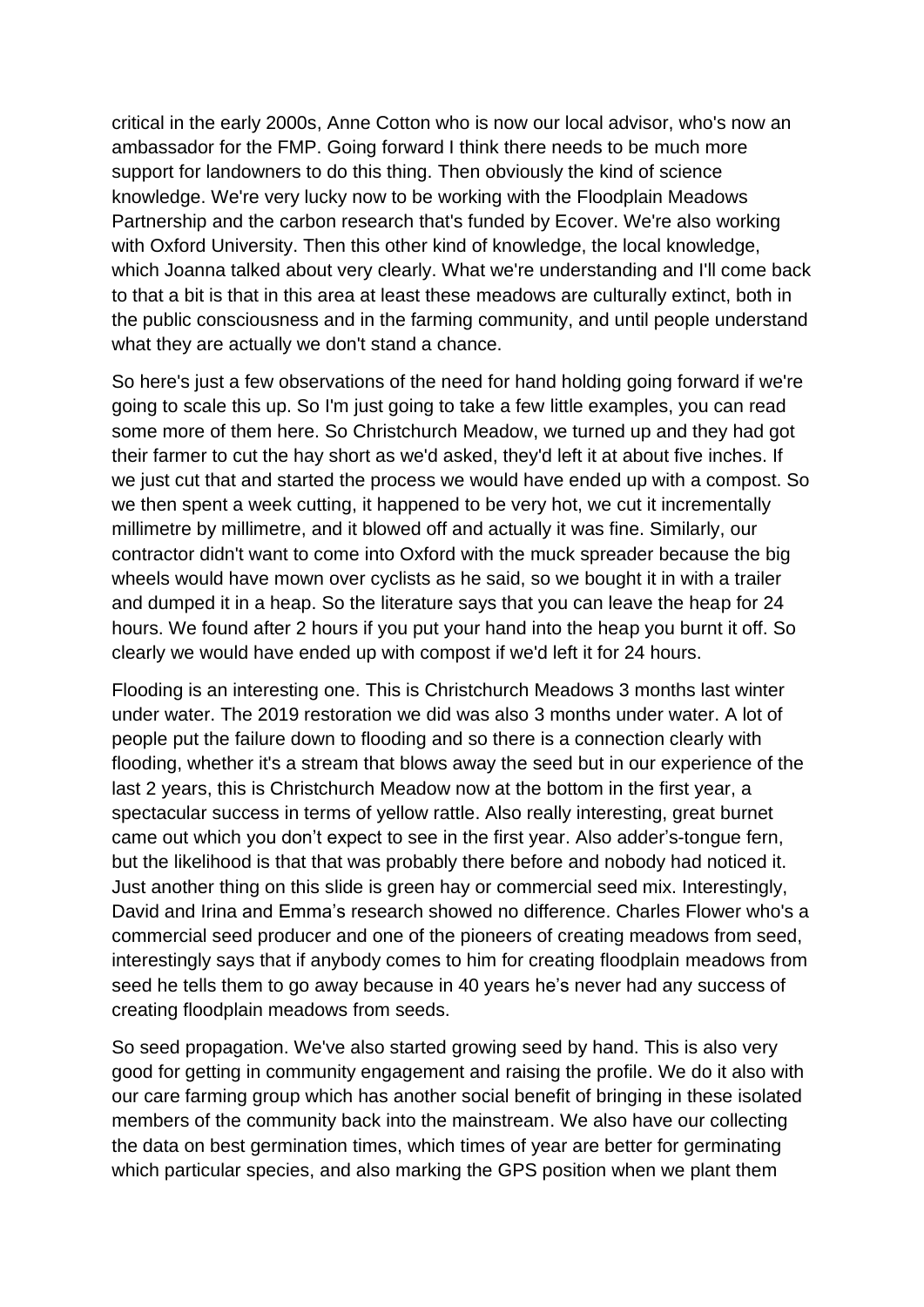critical in the early 2000s, Anne Cotton who is now our local advisor, who's now an ambassador for the FMP. Going forward I think there needs to be much more support for landowners to do this thing. Then obviously the kind of science knowledge. We're very lucky now to be working with the Floodplain Meadows Partnership and the carbon research that's funded by Ecover. We're also working with Oxford University. Then this other kind of knowledge, the local knowledge, which Joanna talked about very clearly. What we're understanding and I'll come back to that a bit is that in this area at least these meadows are culturally extinct, both in the public consciousness and in the farming community, and until people understand what they are actually we don't stand a chance.

So here's just a few observations of the need for hand holding going forward if we're going to scale this up. So I'm just going to take a few little examples, you can read some more of them here. So Christchurch Meadow, we turned up and they had got their farmer to cut the hay short as we'd asked, they'd left it at about five inches. If we just cut that and started the process we would have ended up with a compost. So we then spent a week cutting, it happened to be very hot, we cut it incrementally millimetre by millimetre, and it blowed off and actually it was fine. Similarly, our contractor didn't want to come into Oxford with the muck spreader because the big wheels would have mown over cyclists as he said, so we bought it in with a trailer and dumped it in a heap. So the literature says that you can leave the heap for 24 hours. We found after 2 hours if you put your hand into the heap you burnt it off. So clearly we would have ended up with compost if we'd left it for 24 hours.

Flooding is an interesting one. This is Christchurch Meadows 3 months last winter under water. The 2019 restoration we did was also 3 months under water. A lot of people put the failure down to flooding and so there is a connection clearly with flooding, whether it's a stream that blows away the seed but in our experience of the last 2 years, this is Christchurch Meadow now at the bottom in the first year, a spectacular success in terms of yellow rattle. Also really interesting, great burnet came out which you don't expect to see in the first year. Also adder's-tongue fern, but the likelihood is that that was probably there before and nobody had noticed it. Just another thing on this slide is green hay or commercial seed mix. Interestingly, David and Irina and Emma's research showed no difference. Charles Flower who's a commercial seed producer and one of the pioneers of creating meadows from seed, interestingly says that if anybody comes to him for creating floodplain meadows from seed he tells them to go away because in 40 years he's never had any success of creating floodplain meadows from seeds.

So seed propagation. We've also started growing seed by hand. This is also very good for getting in community engagement and raising the profile. We do it also with our care farming group which has another social benefit of bringing in these isolated members of the community back into the mainstream. We also have our collecting the data on best germination times, which times of year are better for germinating which particular species, and also marking the GPS position when we plant them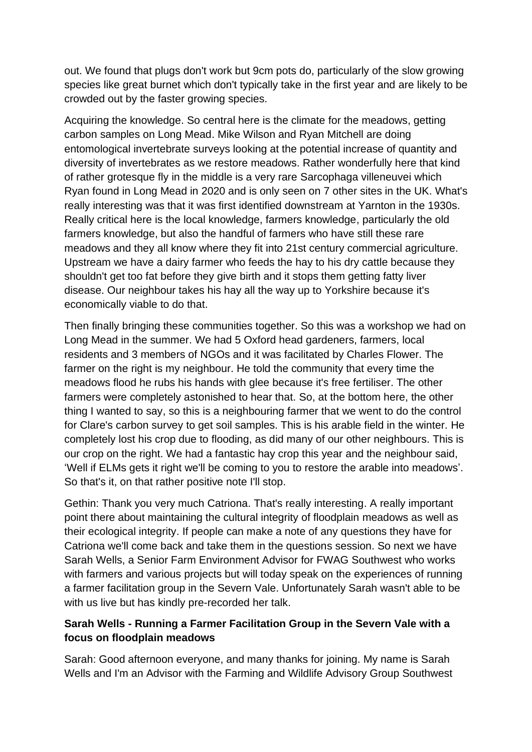out. We found that plugs don't work but 9cm pots do, particularly of the slow growing species like great burnet which don't typically take in the first year and are likely to be crowded out by the faster growing species.

Acquiring the knowledge. So central here is the climate for the meadows, getting carbon samples on Long Mead. Mike Wilson and Ryan Mitchell are doing entomological invertebrate surveys looking at the potential increase of quantity and diversity of invertebrates as we restore meadows. Rather wonderfully here that kind of rather grotesque fly in the middle is a very rare Sarcophaga villeneuvei which Ryan found in Long Mead in 2020 and is only seen on 7 other sites in the UK. What's really interesting was that it was first identified downstream at Yarnton in the 1930s. Really critical here is the local knowledge, farmers knowledge, particularly the old farmers knowledge, but also the handful of farmers who have still these rare meadows and they all know where they fit into 21st century commercial agriculture. Upstream we have a dairy farmer who feeds the hay to his dry cattle because they shouldn't get too fat before they give birth and it stops them getting fatty liver disease. Our neighbour takes his hay all the way up to Yorkshire because it's economically viable to do that.

Then finally bringing these communities together. So this was a workshop we had on Long Mead in the summer. We had 5 Oxford head gardeners, farmers, local residents and 3 members of NGOs and it was facilitated by Charles Flower. The farmer on the right is my neighbour. He told the community that every time the meadows flood he rubs his hands with glee because it's free fertiliser. The other farmers were completely astonished to hear that. So, at the bottom here, the other thing I wanted to say, so this is a neighbouring farmer that we went to do the control for Clare's carbon survey to get soil samples. This is his arable field in the winter. He completely lost his crop due to flooding, as did many of our other neighbours. This is our crop on the right. We had a fantastic hay crop this year and the neighbour said, 'Well if ELMs gets it right we'll be coming to you to restore the arable into meadows'. So that's it, on that rather positive note I'll stop.

Gethin: Thank you very much Catriona. That's really interesting. A really important point there about maintaining the cultural integrity of floodplain meadows as well as their ecological integrity. If people can make a note of any questions they have for Catriona we'll come back and take them in the questions session. So next we have Sarah Wells, a Senior Farm Environment Advisor for FWAG Southwest who works with farmers and various projects but will today speak on the experiences of running a farmer facilitation group in the Severn Vale. Unfortunately Sarah wasn't able to be with us live but has kindly pre-recorded her talk.

**Sarah Wells - Running a Farmer Facilitation Group in the Severn Vale with a focus on floodplain meadows**

Sarah: Good afternoon everyone, and many thanks for joining. My name is Sarah Wells and I'm an Advisor with the Farming and Wildlife Advisory Group Southwest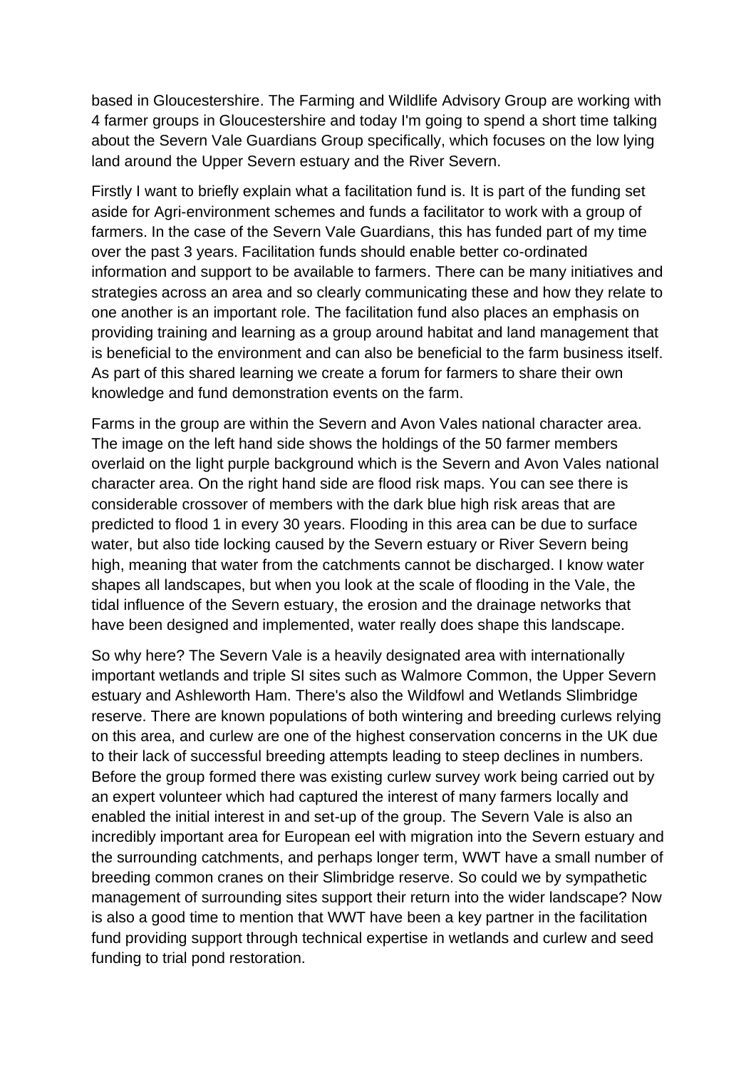based in Gloucestershire. The Farming and Wildlife Advisory Group are working with 4 farmer groups in Gloucestershire and today I'm going to spend a short time talking about the Severn Vale Guardians Group specifically, which focuses on the low lying land around the Upper Severn estuary and the River Severn.

Firstly I want to briefly explain what a facilitation fund is. It is part of the funding set aside for Agri-environment schemes and funds a facilitator to work with a group of farmers. In the case of the Severn Vale Guardians, this has funded part of my time over the past 3 years. Facilitation funds should enable better co-ordinated information and support to be available to farmers. There can be many initiatives and strategies across an area and so clearly communicating these and how they relate to one another is an important role. The facilitation fund also places an emphasis on providing training and learning as a group around habitat and land management that is beneficial to the environment and can also be beneficial to the farm business itself. As part of this shared learning we create a forum for farmers to share their own knowledge and fund demonstration events on the farm.

Farms in the group are within the Severn and Avon Vales national character area. The image on the left hand side shows the holdings of the 50 farmer members overlaid on the light purple background which is the Severn and Avon Vales national character area. On the right hand side are flood risk maps. You can see there is considerable crossover of members with the dark blue high risk areas that are predicted to flood 1 in every 30 years. Flooding in this area can be due to surface water, but also tide locking caused by the Severn estuary or River Severn being high, meaning that water from the catchments cannot be discharged. I know water shapes all landscapes, but when you look at the scale of flooding in the Vale, the tidal influence of the Severn estuary, the erosion and the drainage networks that have been designed and implemented, water really does shape this landscape.

So why here? The Severn Vale is a heavily designated area with internationally important wetlands and triple SI sites such as Walmore Common, the Upper Severn estuary and Ashleworth Ham. There's also the Wildfowl and Wetlands Slimbridge reserve. There are known populations of both wintering and breeding curlews relying on this area, and curlew are one of the highest conservation concerns in the UK due to their lack of successful breeding attempts leading to steep declines in numbers. Before the group formed there was existing curlew survey work being carried out by an expert volunteer which had captured the interest of many farmers locally and enabled the initial interest in and set-up of the group. The Severn Vale is also an incredibly important area for European eel with migration into the Severn estuary and the surrounding catchments, and perhaps longer term, WWT have a small number of breeding common cranes on their Slimbridge reserve. So could we by sympathetic management of surrounding sites support their return into the wider landscape? Now is also a good time to mention that WWT have been a key partner in the facilitation fund providing support through technical expertise in wetlands and curlew and seed funding to trial pond restoration.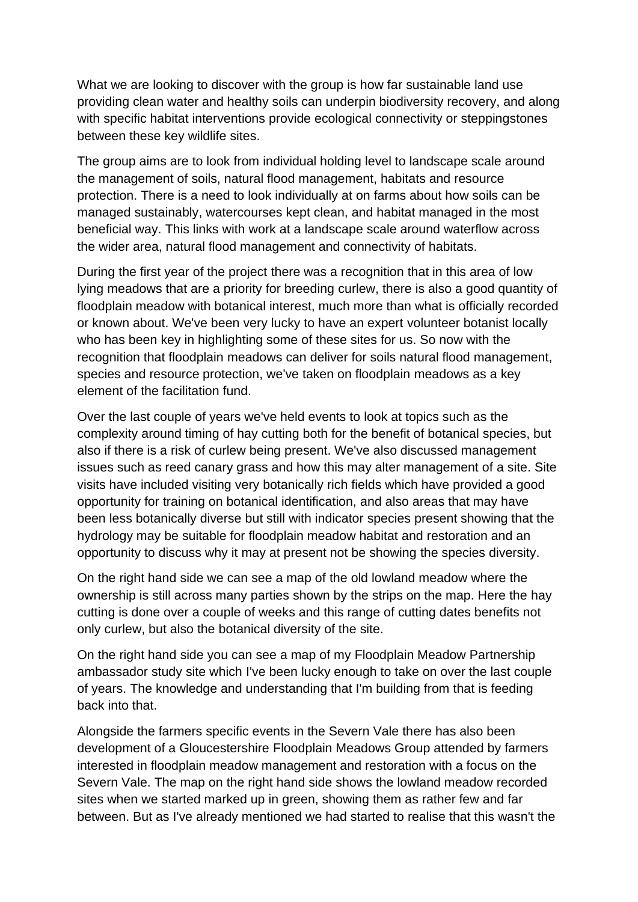What we are looking to discover with the group is how far sustainable land use providing clean water and healthy soils can underpin biodiversity recovery, and along with specific habitat interventions provide ecological connectivity or steppingstones between these key wildlife sites.

The group aims are to look from individual holding level to landscape scale around the management of soils, natural flood management, habitats and resource protection. There is a need to look individually at on farms about how soils can be managed sustainably, watercourses kept clean, and habitat managed in the most beneficial way. This links with work at a landscape scale around waterflow across the wider area, natural flood management and connectivity of habitats.

During the first year of the project there was a recognition that in this area of low lying meadows that are a priority for breeding curlew, there is also a good quantity of floodplain meadow with botanical interest, much more than what is officially recorded or known about. We've been very lucky to have an expert volunteer botanist locally who has been key in highlighting some of these sites for us. So now with the recognition that floodplain meadows can deliver for soils natural flood management, species and resource protection, we've taken on floodplain meadows as a key element of the facilitation fund.

Over the last couple of years we've held events to look at topics such as the complexity around timing of hay cutting both for the benefit of botanical species, but also if there is a risk of curlew being present. We've also discussed management issues such as reed canary grass and how this may alter management of a site. Site visits have included visiting very botanically rich fields which have provided a good opportunity for training on botanical identification, and also areas that may have been less botanically diverse but still with indicator species present showing that the hydrology may be suitable for floodplain meadow habitat and restoration and an opportunity to discuss why it may at present not be showing the species diversity.

On the right hand side we can see a map of the old lowland meadow where the ownership is still across many parties shown by the strips on the map. Here the hay cutting is done over a couple of weeks and this range of cutting dates benefits not only curlew, but also the botanical diversity of the site.

On the right hand side you can see a map of my Floodplain Meadow Partnership ambassador study site which I've been lucky enough to take on over the last couple of years. The knowledge and understanding that I'm building from that is feeding back into that.

Alongside the farmers specific events in the Severn Vale there has also been development of a Gloucestershire Floodplain Meadows Group attended by farmers interested in floodplain meadow management and restoration with a focus on the Severn Vale. The map on the right hand side shows the lowland meadow recorded sites when we started marked up in green, showing them as rather few and far between. But as I've already mentioned we had started to realise that this wasn't the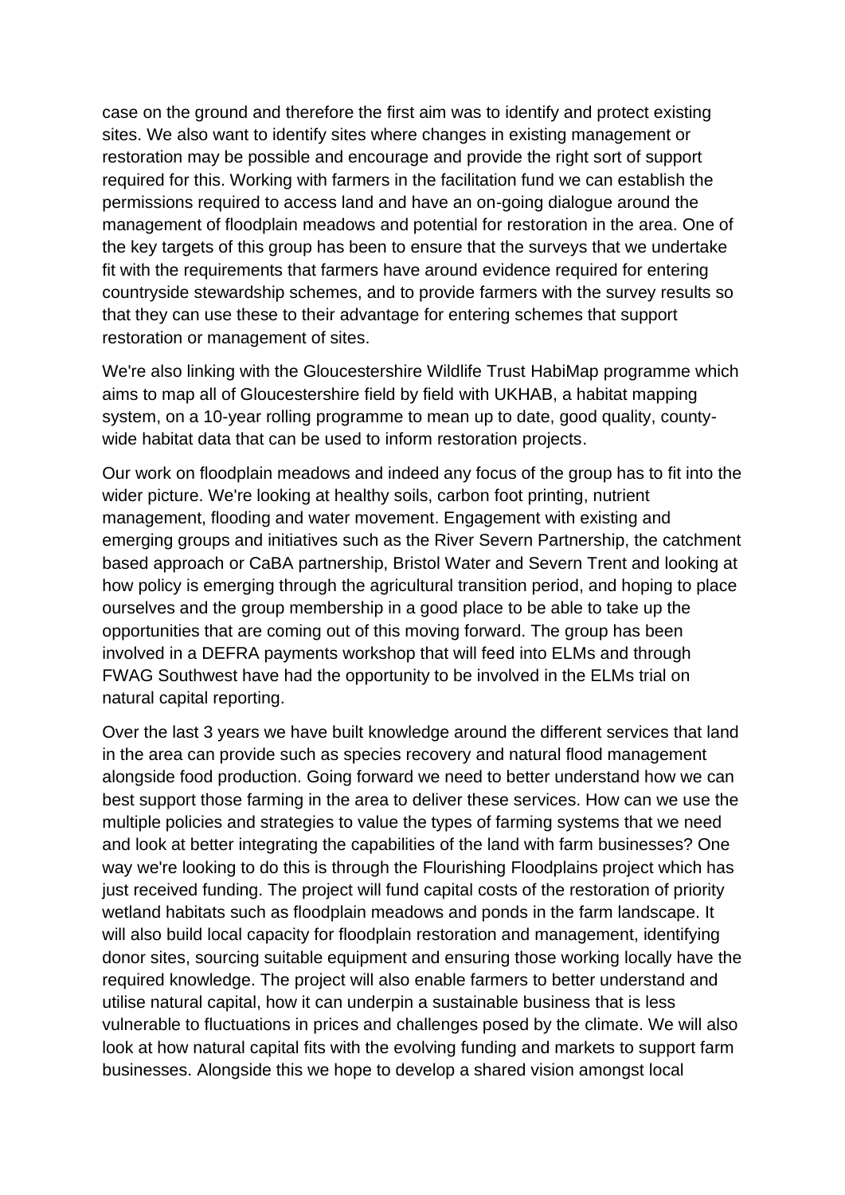case on the ground and therefore the first aim was to identify and protect existing sites. We also want to identify sites where changes in existing management or restoration may be possible and encourage and provide the right sort of support required for this. Working with farmers in the facilitation fund we can establish the permissions required to access land and have an on-going dialogue around the management of floodplain meadows and potential for restoration in the area. One of the key targets of this group has been to ensure that the surveys that we undertake fit with the requirements that farmers have around evidence required for entering countryside stewardship schemes, and to provide farmers with the survey results so that they can use these to their advantage for entering schemes that support restoration or management of sites.

We're also linking with the Gloucestershire Wildlife Trust HabiMap programme which aims to map all of Gloucestershire field by field with UKHAB, a habitat mapping system, on a 10-year rolling programme to mean up to date, good quality, county-wide habitat data that can be used to inform restoration projects.

Our work on floodplain meadows and indeed any focus of the group has to fit into the wider picture. We're looking at healthy soils, carbon foot printing, nutrient management, flooding and water movement. Engagement with existing and emerging groups and initiatives such as the River Severn Partnership, the catchment based approach or CaBA partnership, Bristol Water and Severn Trent and looking at how policy is emerging through the agricultural transition period, and hoping to place ourselves and the group membership in a good place to be able to take up the opportunities that are coming out of this moving forward. The group has been involved in a DEFRA payments workshop that will feed into ELMs and through FWAG Southwest have had the opportunity to be involved in the ELMs trial on natural capital reporting.

Over the last 3 years we have built knowledge around the different services that land in the area can provide such as species recovery and natural flood management alongside food production. Going forward we need to better understand how we can best support those farming in the area to deliver these services. How can we use the multiple policies and strategies to value the types of farming systems that we need and look at better integrating the capabilities of the land with farm businesses? One way we're looking to do this is through the Flourishing Floodplains project which has just received funding. The project will fund capital costs of the restoration of priority wetland habitats such as floodplain meadows and ponds in the farm landscape. It will also build local capacity for floodplain restoration and management, identifying donor sites, sourcing suitable equipment and ensuring those working locally have the required knowledge. The project will also enable farmers to better understand and utilise natural capital, how it can underpin a sustainable business that is less vulnerable to fluctuations in prices and challenges posed by the climate. We will also look at how natural capital fits with the evolving funding and markets to support farm businesses. Alongside this we hope to develop a shared vision amongst local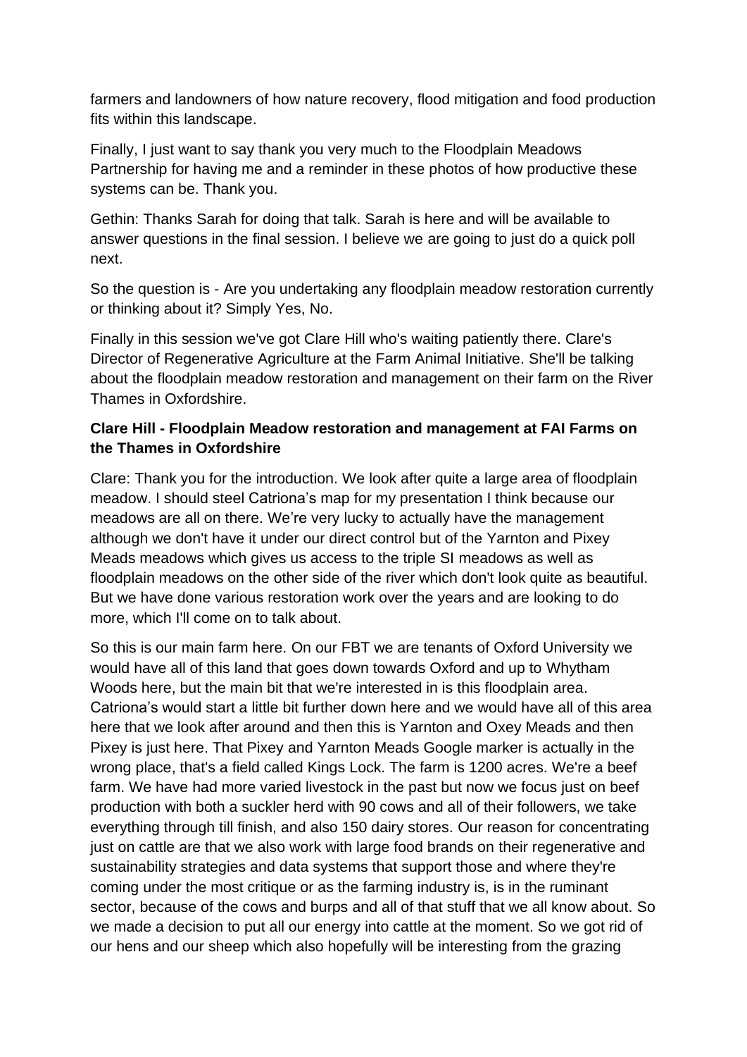farmers and landowners of how nature recovery, flood mitigation and food production fits within this landscape.

Finally, I just want to say thank you very much to the Floodplain Meadows Partnership for having me and a reminder in these photos of how productive these systems can be. Thank you.

Gethin: Thanks Sarah for doing that talk. Sarah is here and will be available to answer questions in the final session. I believe we are going to just do a quick poll next.

So the question is - Are you undertaking any floodplain meadow restoration currently or thinking about it? Simply Yes, No.

Finally in this session we've got Clare Hill who's waiting patiently there. Clare's Director of Regenerative Agriculture at the Farm Animal Initiative. She'll be talking about the floodplain meadow restoration and management on their farm on the River Thames in Oxfordshire.

**Clare Hill - Floodplain Meadow restoration and management at FAI Farms on the Thames in Oxfordshire**

Clare: Thank you for the introduction. We look after quite a large area of floodplain meadow. I should steel Catriona's map for my presentation I think because our meadows are all on there. We're very lucky to actually have the management although we don't have it under our direct control but of the Yarnton and Pixey Meads meadows which gives us access to the triple SI meadows as well as floodplain meadows on the other side of the river which don't look quite as beautiful. But we have done various restoration work over the years and are looking to do more, which I'll come on to talk about.

So this is our main farm here. On our FBT we are tenants of Oxford University we would have all of this land that goes down towards Oxford and up to Whytham Woods here, but the main bit that we're interested in is this floodplain area. Catriona's would start a little bit further down here and we would have all of this area here that we look after around and then this is Yarnton and Oxey Meads and then Pixey is just here. That Pixey and Yarnton Meads Google marker is actually in the wrong place, that's a field called Kings Lock. The farm is 1200 acres. We're a beef farm. We have had more varied livestock in the past but now we focus just on beef production with both a suckler herd with 90 cows and all of their followers, we take everything through till finish, and also 150 dairy stores. Our reason for concentrating just on cattle are that we also work with large food brands on their regenerative and sustainability strategies and data systems that support those and where they're coming under the most critique or as the farming industry is, is in the ruminant sector, because of the cows and burps and all of that stuff that we all know about. So we made a decision to put all our energy into cattle at the moment. So we got rid of our hens and our sheep which also hopefully will be interesting from the grazing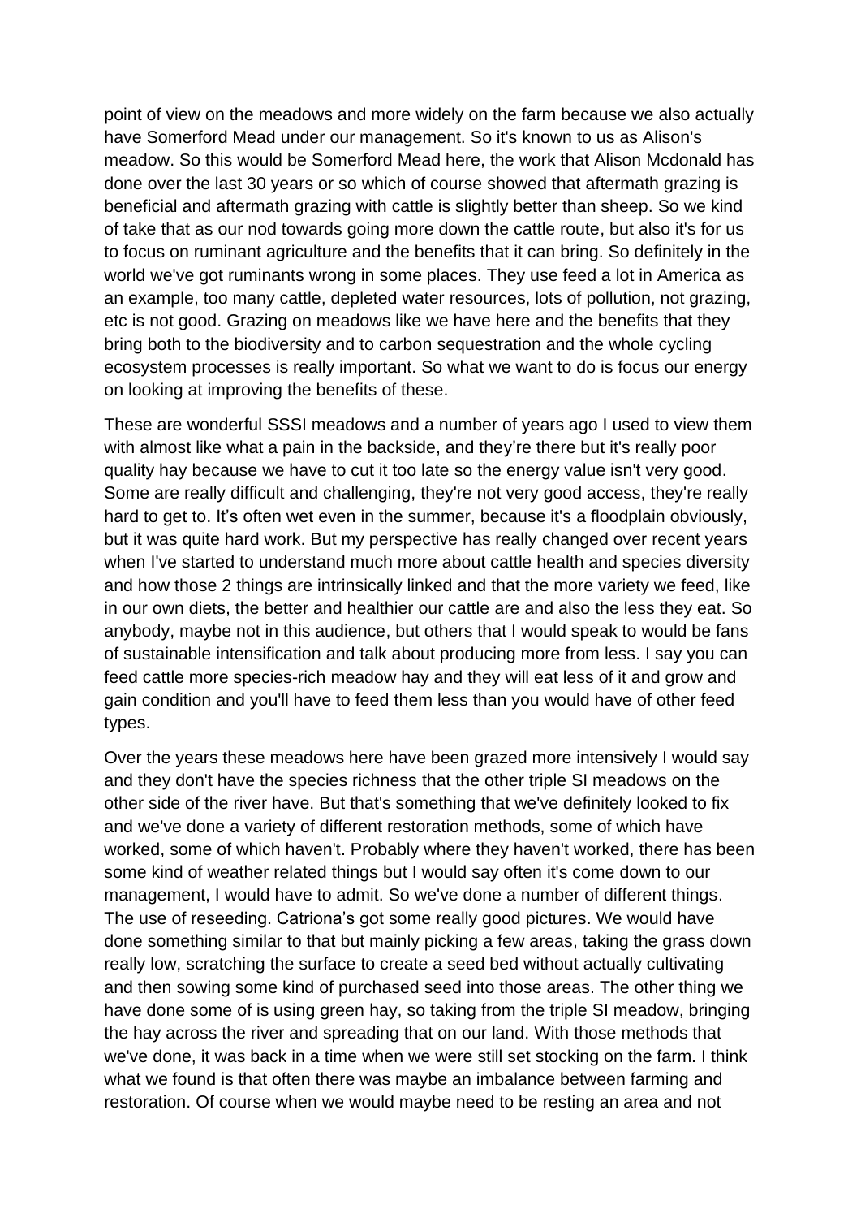point of view on the meadows and more widely on the farm because we also actually have Somerford Mead under our management. So it's known to us as Alison's meadow. So this would be Somerford Mead here, the work that Alison Mcdonald has done over the last 30 years or so which of course showed that aftermath grazing is beneficial and aftermath grazing with cattle is slightly better than sheep. So we kind of take that as our nod towards going more down the cattle route, but also it's for us to focus on ruminant agriculture and the benefits that it can bring. So definitely in the world we've got ruminants wrong in some places. They use feed a lot in America as an example, too many cattle, depleted water resources, lots of pollution, not grazing, etc is not good. Grazing on meadows like we have here and the benefits that they bring both to the biodiversity and to carbon sequestration and the whole cycling ecosystem processes is really important. So what we want to do is focus our energy on looking at improving the benefits of these.

These are wonderful SSSI meadows and a number of years ago I used to view them with almost like what a pain in the backside, and they're there but it's really poor quality hay because we have to cut it too late so the energy value isn't very good. Some are really difficult and challenging, they're not very good access, they're really hard to get to. It's often wet even in the summer, because it's a floodplain obviously, but it was quite hard work. But my perspective has really changed over recent years when I've started to understand much more about cattle health and species diversity and how those 2 things are intrinsically linked and that the more variety we feed, like in our own diets, the better and healthier our cattle are and also the less they eat. So anybody, maybe not in this audience, but others that I would speak to would be fans of sustainable intensification and talk about producing more from less. I say you can feed cattle more species-rich meadow hay and they will eat less of it and grow and gain condition and you'll have to feed them less than you would have of other feed types.

Over the years these meadows here have been grazed more intensively I would say and they don't have the species richness that the other triple SI meadows on the other side of the river have. But that's something that we've definitely looked to fix and we've done a variety of different restoration methods, some of which have worked, some of which haven't. Probably where they haven't worked, there has been some kind of weather related things but I would say often it's come down to our management, I would have to admit. So we've done a number of different things. The use of reseeding. Catriona's got some really good pictures. We would have done something similar to that but mainly picking a few areas, taking the grass down really low, scratching the surface to create a seed bed without actually cultivating and then sowing some kind of purchased seed into those areas. The other thing we have done some of is using green hay, so taking from the triple SI meadow, bringing the hay across the river and spreading that on our land. With those methods that we've done, it was back in a time when we were still set stocking on the farm. I think what we found is that often there was maybe an imbalance between farming and restoration. Of course when we would maybe need to be resting an area and not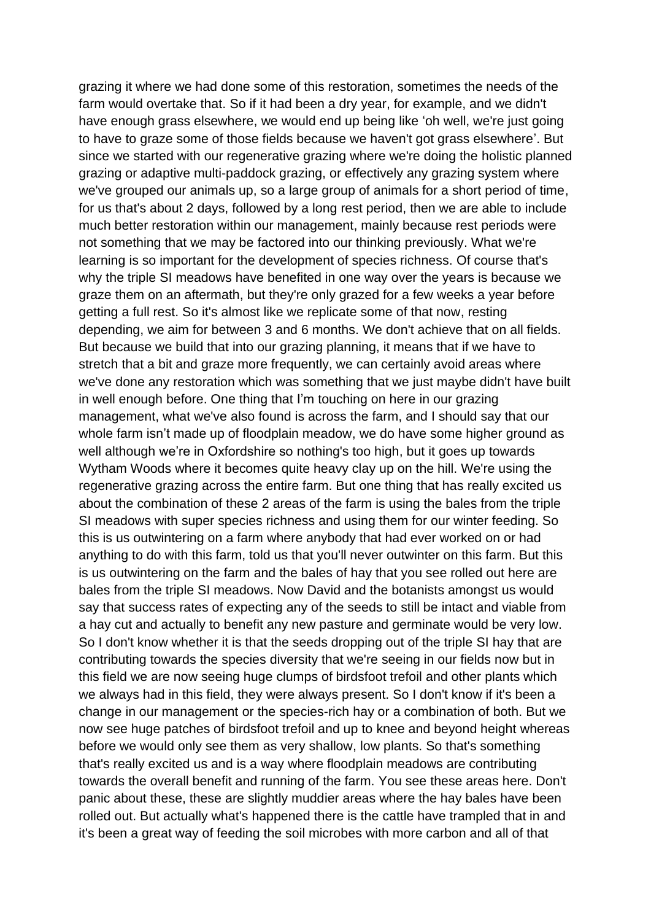grazing it where we had done some of this restoration, sometimes the needs of the farm would overtake that. So if it had been a dry year, for example, and we didn't have enough grass elsewhere, we would end up being like 'oh well, we're just going to have to graze some of those fields because we haven't got grass elsewhere'. But since we started with our regenerative grazing where we're doing the holistic planned grazing or adaptive multi-paddock grazing, or effectively any grazing system where we've grouped our animals up, so a large group of animals for a short period of time, for us that's about 2 days, followed by a long rest period, then we are able to include much better restoration within our management, mainly because rest periods were not something that we may be factored into our thinking previously. What we're learning is so important for the development of species richness. Of course that's why the triple SI meadows have benefited in one way over the years is because we graze them on an aftermath, but they're only grazed for a few weeks a year before getting a full rest. So it's almost like we replicate some of that now, resting depending, we aim for between 3 and 6 months. We don't achieve that on all fields. But because we build that into our grazing planning, it means that if we have to stretch that a bit and graze more frequently, we can certainly avoid areas where we've done any restoration which was something that we just maybe didn't have built in well enough before. One thing that I'm touching on here in our grazing management, what we've also found is across the farm, and I should say that our whole farm isn't made up of floodplain meadow, we do have some higher ground as well although we're in Oxfordshire so nothing's too high, but it goes up towards Wytham Woods where it becomes quite heavy clay up on the hill. We're using the regenerative grazing across the entire farm. But one thing that has really excited us about the combination of these 2 areas of the farm is using the bales from the triple SI meadows with super species richness and using them for our winter feeding. So this is us outwintering on a farm where anybody that had ever worked on or had anything to do with this farm, told us that you'll never outwinter on this farm. But this is us outwintering on the farm and the bales of hay that you see rolled out here are bales from the triple SI meadows. Now David and the botanists amongst us would say that success rates of expecting any of the seeds to still be intact and viable from a hay cut and actually to benefit any new pasture and germinate would be very low. So I don't know whether it is that the seeds dropping out of the triple SI hay that are contributing towards the species diversity that we're seeing in our fields now but in this field we are now seeing huge clumps of birdsfoot trefoil and other plants which we always had in this field, they were always present. So I don't know if it's been a change in our management or the species-rich hay or a combination of both. But we now see huge patches of birdsfoot trefoil and up to knee and beyond height whereas before we would only see them as very shallow, low plants. So that's something that's really excited us and is a way where floodplain meadows are contributing towards the overall benefit and running of the farm. You see these areas here. Don't panic about these, these are slightly muddier areas where the hay bales have been rolled out. But actually what's happened there is the cattle have trampled that in and it's been a great way of feeding the soil microbes with more carbon and all of that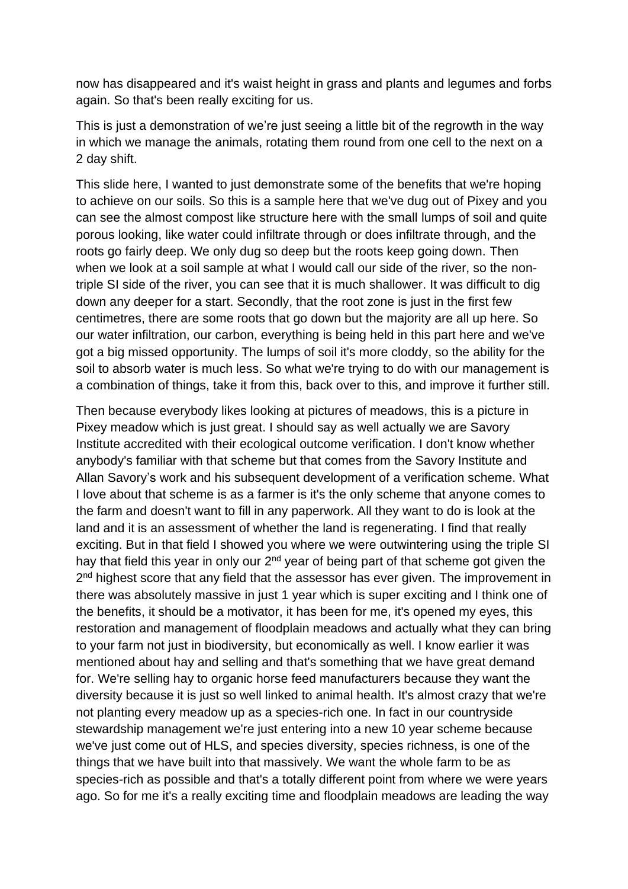now has disappeared and it's waist height in grass and plants and legumes and forbs again. So that's been really exciting for us.

This is just a demonstration of we're just seeing a little bit of the regrowth in the way in which we manage the animals, rotating them round from one cell to the next on a 2 day shift.

This slide here, I wanted to just demonstrate some of the benefits that we're hoping to achieve on our soils. So this is a sample here that we've dug out of Pixey and you can see the almost compost like structure here with the small lumps of soil and quite porous looking, like water could infiltrate through or does infiltrate through, and the roots go fairly deep. We only dug so deep but the roots keep going down. Then when we look at a soil sample at what I would call our side of the river, so the non-triple SI side of the river, you can see that it is much shallower. It was difficult to dig down any deeper for a start. Secondly, that the root zone is just in the first few centimetres, there are some roots that go down but the majority are all up here. So our water infiltration, our carbon, everything is being held in this part here and we've got a big missed opportunity. The lumps of soil it's more cloddy, so the ability for the soil to absorb water is much less. So what we're trying to do with our management is a combination of things, take it from this, back over to this, and improve it further still.

Then because everybody likes looking at pictures of meadows, this is a picture in Pixey meadow which is just great. I should say as well actually we are Savory Institute accredited with their ecological outcome verification. I don't know whether anybody's familiar with that scheme but that comes from the Savory Institute and Allan Savory's work and his subsequent development of a verification scheme. What I love about that scheme is as a farmer is it's the only scheme that anyone comes to the farm and doesn't want to fill in any paperwork. All they want to do is look at the land and it is an assessment of whether the land is regenerating. I find that really exciting. But in that field I showed you where we were outwintering using the triple SI hay that field this year in only our 2nd year of being part of that scheme got given the 2nd highest score that any field that the assessor has ever given. The improvement in there was absolutely massive in just 1 year which is super exciting and I think one of the benefits, it should be a motivator, it has been for me, it's opened my eyes, this restoration and management of floodplain meadows and actually what they can bring to your farm not just in biodiversity, but economically as well. I know earlier it was mentioned about hay and selling and that's something that we have great demand for. We're selling hay to organic horse feed manufacturers because they want the diversity because it is just so well linked to animal health. It's almost crazy that we're not planting every meadow up as a species-rich one. In fact in our countryside stewardship management we're just entering into a new 10 year scheme because we've just come out of HLS, and species diversity, species richness, is one of the things that we have built into that massively. We want the whole farm to be as species-rich as possible and that's a totally different point from where we were years ago. So for me it's a really exciting time and floodplain meadows are leading the way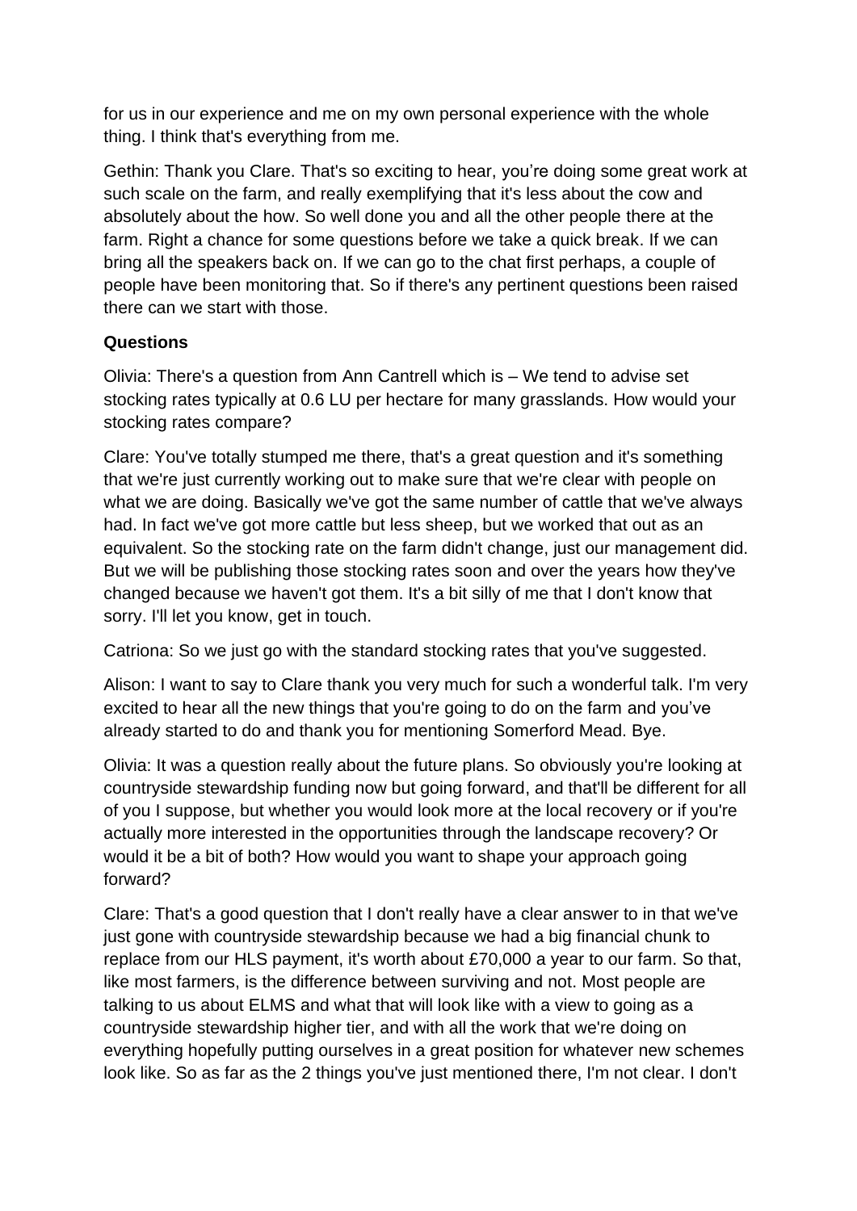for us in our experience and me on my own personal experience with the whole thing. I think that's everything from me.

Gethin: Thank you Clare. That's so exciting to hear, you're doing some great work at such scale on the farm, and really exemplifying that it's less about the cow and absolutely about the how. So well done you and all the other people there at the farm. Right a chance for some questions before we take a quick break. If we can bring all the speakers back on. If we can go to the chat first perhaps, a couple of people have been monitoring that. So if there's any pertinent questions been raised there can we start with those.

**Questions**

Olivia: There's a question from Ann Cantrell which is – We tend to advise set stocking rates typically at 0.6 LU per hectare for many grasslands. How would your stocking rates compare?

Clare: You've totally stumped me there, that's a great question and it's something that we're just currently working out to make sure that we're clear with people on what we are doing. Basically we've got the same number of cattle that we've always had. In fact we've got more cattle but less sheep, but we worked that out as an equivalent. So the stocking rate on the farm didn't change, just our management did. But we will be publishing those stocking rates soon and over the years how they've changed because we haven't got them. It's a bit silly of me that I don't know that sorry. I'll let you know, get in touch.

Catriona: So we just go with the standard stocking rates that you've suggested.

Alison: I want to say to Clare thank you very much for such a wonderful talk. I'm very excited to hear all the new things that you're going to do on the farm and you've already started to do and thank you for mentioning Somerford Mead. Bye.

Olivia: It was a question really about the future plans. So obviously you're looking at countryside stewardship funding now but going forward, and that'll be different for all of you I suppose, but whether you would look more at the local recovery or if you're actually more interested in the opportunities through the landscape recovery? Or would it be a bit of both? How would you want to shape your approach going forward?

Clare: That's a good question that I don't really have a clear answer to in that we've just gone with countryside stewardship because we had a big financial chunk to replace from our HLS payment, it's worth about £70,000 a year to our farm. So that, like most farmers, is the difference between surviving and not. Most people are talking to us about ELMS and what that will look like with a view to going as a countryside stewardship higher tier, and with all the work that we're doing on everything hopefully putting ourselves in a great position for whatever new schemes look like. So as far as the 2 things you've just mentioned there, I'm not clear. I don't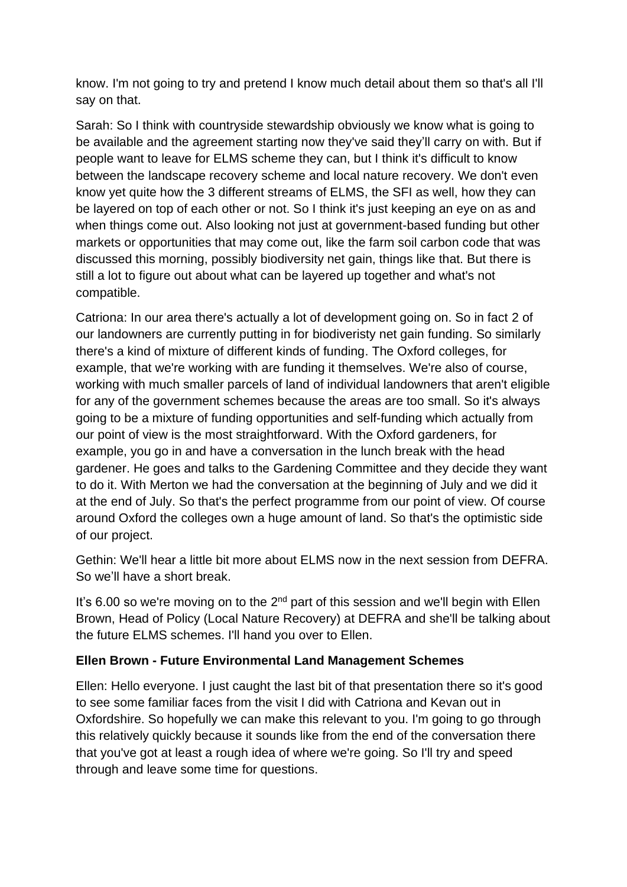know. I'm not going to try and pretend I know much detail about them so that's all I'll say on that.

Sarah: So I think with countryside stewardship obviously we know what is going to be available and the agreement starting now they've said they'll carry on with. But if people want to leave for ELMS scheme they can, but I think it's difficult to know between the landscape recovery scheme and local nature recovery. We don't even know yet quite how the 3 different streams of ELMS, the SFI as well, how they can be layered on top of each other or not. So I think it's just keeping an eye on as and when things come out. Also looking not just at government-based funding but other markets or opportunities that may come out, like the farm soil carbon code that was discussed this morning, possibly biodiversity net gain, things like that. But there is still a lot to figure out about what can be layered up together and what's not compatible.

Catriona: In our area there's actually a lot of development going on. So in fact 2 of our landowners are currently putting in for biodiveristy net gain funding. So similarly there's a kind of mixture of different kinds of funding. The Oxford colleges, for example, that we're working with are funding it themselves. We're also of course, working with much smaller parcels of land of individual landowners that aren't eligible for any of the government schemes because the areas are too small. So it's always going to be a mixture of funding opportunities and self-funding which actually from our point of view is the most straightforward. With the Oxford gardeners, for example, you go in and have a conversation in the lunch break with the head gardener. He goes and talks to the Gardening Committee and they decide they want to do it. With Merton we had the conversation at the beginning of July and we did it at the end of July. So that's the perfect programme from our point of view. Of course around Oxford the colleges own a huge amount of land. So that's the optimistic side of our project.

Gethin: We'll hear a little bit more about ELMS now in the next session from DEFRA. So we'll have a short break.

It's 6.00 so we're moving on to the 2nd part of this session and we'll begin with Ellen Brown, Head of Policy (Local Nature Recovery) at DEFRA and she'll be talking about the future ELMS schemes. I'll hand you over to Ellen.

**Ellen Brown - Future Environmental Land Management Schemes**

Ellen: Hello everyone. I just caught the last bit of that presentation there so it's good to see some familiar faces from the visit I did with Catriona and Kevan out in Oxfordshire. So hopefully we can make this relevant to you. I'm going to go through this relatively quickly because it sounds like from the end of the conversation there that you've got at least a rough idea of where we're going. So I'll try and speed through and leave some time for questions.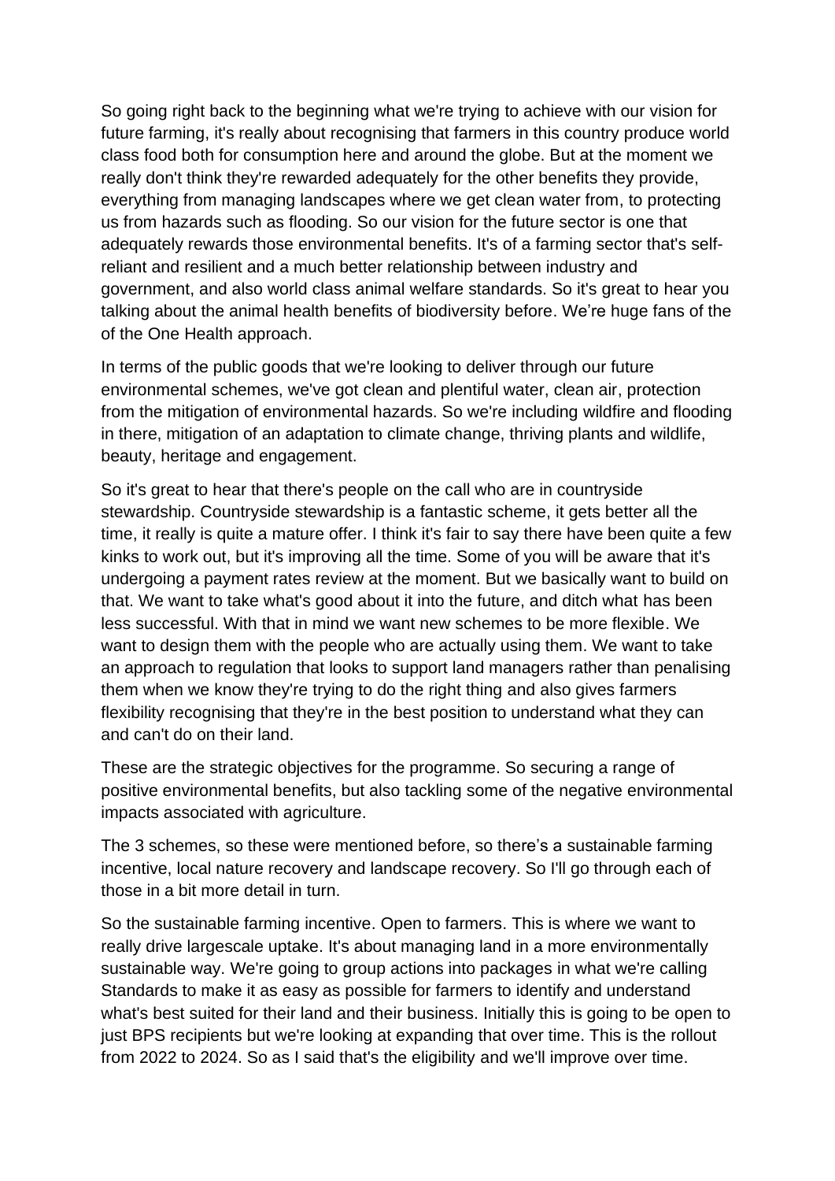So going right back to the beginning what we're trying to achieve with our vision for future farming, it's really about recognising that farmers in this country produce world class food both for consumption here and around the globe. But at the moment we really don't think they're rewarded adequately for the other benefits they provide, everything from managing landscapes where we get clean water from, to protecting us from hazards such as flooding. So our vision for the future sector is one that adequately rewards those environmental benefits. It's of a farming sector that's self-reliant and resilient and a much better relationship between industry and government, and also world class animal welfare standards. So it's great to hear you talking about the animal health benefits of biodiversity before. We're huge fans of the of the One Health approach.

In terms of the public goods that we're looking to deliver through our future environmental schemes, we've got clean and plentiful water, clean air, protection from the mitigation of environmental hazards. So we're including wildfire and flooding in there, mitigation of an adaptation to climate change, thriving plants and wildlife, beauty, heritage and engagement.

So it's great to hear that there's people on the call who are in countryside stewardship. Countryside stewardship is a fantastic scheme, it gets better all the time, it really is quite a mature offer. I think it's fair to say there have been quite a few kinks to work out, but it's improving all the time. Some of you will be aware that it's undergoing a payment rates review at the moment. But we basically want to build on that. We want to take what's good about it into the future, and ditch what has been less successful. With that in mind we want new schemes to be more flexible. We want to design them with the people who are actually using them. We want to take an approach to regulation that looks to support land managers rather than penalising them when we know they're trying to do the right thing and also gives farmers flexibility recognising that they're in the best position to understand what they can and can't do on their land.

These are the strategic objectives for the programme. So securing a range of positive environmental benefits, but also tackling some of the negative environmental impacts associated with agriculture.

The 3 schemes, so these were mentioned before, so there's a sustainable farming incentive, local nature recovery and landscape recovery. So I'll go through each of those in a bit more detail in turn.

So the sustainable farming incentive. Open to farmers. This is where we want to really drive largescale uptake. It's about managing land in a more environmentally sustainable way. We're going to group actions into packages in what we're calling Standards to make it as easy as possible for farmers to identify and understand what's best suited for their land and their business. Initially this is going to be open to just BPS recipients but we're looking at expanding that over time. This is the rollout from 2022 to 2024. So as I said that's the eligibility and we'll improve over time.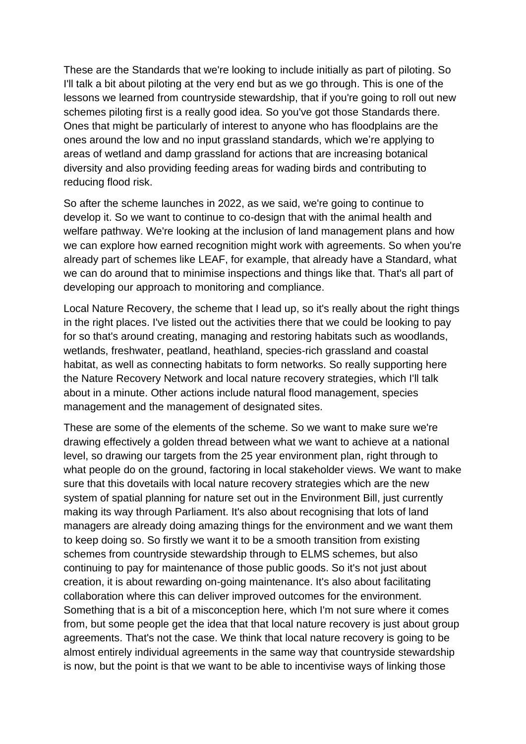These are the Standards that we're looking to include initially as part of piloting. So I'll talk a bit about piloting at the very end but as we go through. This is one of the lessons we learned from countryside stewardship, that if you're going to roll out new schemes piloting first is a really good idea. So you've got those Standards there. Ones that might be particularly of interest to anyone who has floodplains are the ones around the low and no input grassland standards, which we're applying to areas of wetland and damp grassland for actions that are increasing botanical diversity and also providing feeding areas for wading birds and contributing to reducing flood risk.

So after the scheme launches in 2022, as we said, we're going to continue to develop it. So we want to continue to co-design that with the animal health and welfare pathway. We're looking at the inclusion of land management plans and how we can explore how earned recognition might work with agreements. So when you're already part of schemes like LEAF, for example, that already have a Standard, what we can do around that to minimise inspections and things like that. That's all part of developing our approach to monitoring and compliance.

Local Nature Recovery, the scheme that I lead up, so it's really about the right things in the right places. I've listed out the activities there that we could be looking to pay for so that's around creating, managing and restoring habitats such as woodlands, wetlands, freshwater, peatland, heathland, species-rich grassland and coastal habitat, as well as connecting habitats to form networks. So really supporting here the Nature Recovery Network and local nature recovery strategies, which I'll talk about in a minute. Other actions include natural flood management, species management and the management of designated sites.

These are some of the elements of the scheme. So we want to make sure we're drawing effectively a golden thread between what we want to achieve at a national level, so drawing our targets from the 25 year environment plan, right through to what people do on the ground, factoring in local stakeholder views. We want to make sure that this dovetails with local nature recovery strategies which are the new system of spatial planning for nature set out in the Environment Bill, just currently making its way through Parliament. It's also about recognising that lots of land managers are already doing amazing things for the environment and we want them to keep doing so. So firstly we want it to be a smooth transition from existing schemes from countryside stewardship through to ELMS schemes, but also continuing to pay for maintenance of those public goods. So it's not just about creation, it is about rewarding on-going maintenance. It's also about facilitating collaboration where this can deliver improved outcomes for the environment. Something that is a bit of a misconception here, which I'm not sure where it comes from, but some people get the idea that that local nature recovery is just about group agreements. That's not the case. We think that local nature recovery is going to be almost entirely individual agreements in the same way that countryside stewardship is now, but the point is that we want to be able to incentivise ways of linking those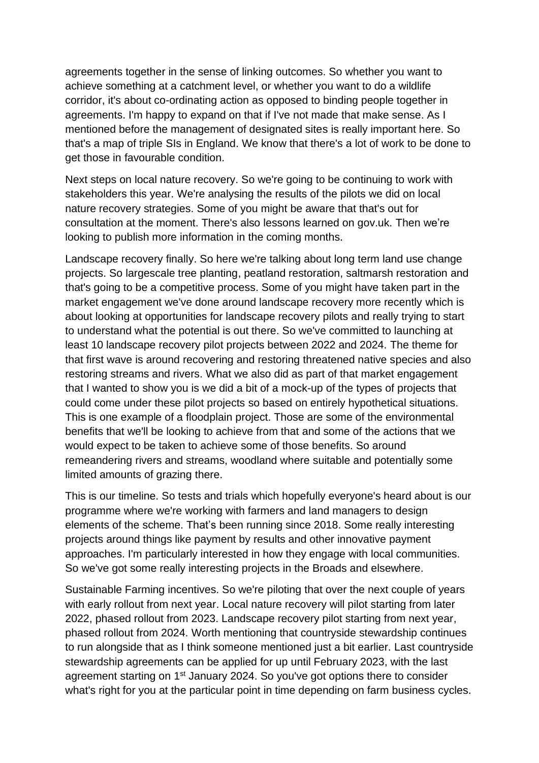agreements together in the sense of linking outcomes. So whether you want to achieve something at a catchment level, or whether you want to do a wildlife corridor, it's about co-ordinating action as opposed to binding people together in agreements. I'm happy to expand on that if I've not made that make sense. As I mentioned before the management of designated sites is really important here. So that's a map of triple SIs in England. We know that there's a lot of work to be done to get those in favourable condition.

Next steps on local nature recovery. So we're going to be continuing to work with stakeholders this year. We're analysing the results of the pilots we did on local nature recovery strategies. Some of you might be aware that that's out for consultation at the moment. There's also lessons learned on gov.uk. Then we're looking to publish more information in the coming months.

Landscape recovery finally. So here we're talking about long term land use change projects. So largescale tree planting, peatland restoration, saltmarsh restoration and that's going to be a competitive process. Some of you might have taken part in the market engagement we've done around landscape recovery more recently which is about looking at opportunities for landscape recovery pilots and really trying to start to understand what the potential is out there. So we've committed to launching at least 10 landscape recovery pilot projects between 2022 and 2024. The theme for that first wave is around recovering and restoring threatened native species and also restoring streams and rivers. What we also did as part of that market engagement that I wanted to show you is we did a bit of a mock-up of the types of projects that could come under these pilot projects so based on entirely hypothetical situations. This is one example of a floodplain project. Those are some of the environmental benefits that we'll be looking to achieve from that and some of the actions that we would expect to be taken to achieve some of those benefits. So around remeandering rivers and streams, woodland where suitable and potentially some limited amounts of grazing there.

This is our timeline. So tests and trials which hopefully everyone's heard about is our programme where we're working with farmers and land managers to design elements of the scheme. That's been running since 2018. Some really interesting projects around things like payment by results and other innovative payment approaches. I'm particularly interested in how they engage with local communities. So we've got some really interesting projects in the Broads and elsewhere.

Sustainable Farming incentives. So we're piloting that over the next couple of years with early rollout from next year. Local nature recovery will pilot starting from later 2022, phased rollout from 2023. Landscape recovery pilot starting from next year, phased rollout from 2024. Worth mentioning that countryside stewardship continues to run alongside that as I think someone mentioned just a bit earlier. Last countryside stewardship agreements can be applied for up until February 2023, with the last agreement starting on 1st January 2024. So you've got options there to consider what's right for you at the particular point in time depending on farm business cycles.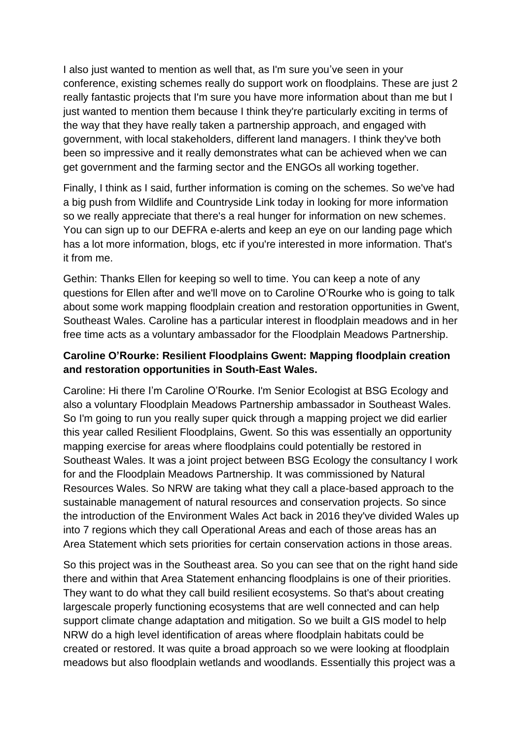I also just wanted to mention as well that, as I'm sure you've seen in your conference, existing schemes really do support work on floodplains. These are just 2 really fantastic projects that I'm sure you have more information about than me but I just wanted to mention them because I think they're particularly exciting in terms of the way that they have really taken a partnership approach, and engaged with government, with local stakeholders, different land managers. I think they've both been so impressive and it really demonstrates what can be achieved when we can get government and the farming sector and the ENGOs all working together.

Finally, I think as I said, further information is coming on the schemes. So we've had a big push from Wildlife and Countryside Link today in looking for more information so we really appreciate that there's a real hunger for information on new schemes. You can sign up to our DEFRA e-alerts and keep an eye on our landing page which has a lot more information, blogs, etc if you're interested in more information. That's it from me.

Gethin: Thanks Ellen for keeping so well to time. You can keep a note of any questions for Ellen after and we'll move on to Caroline O'Rourke who is going to talk about some work mapping floodplain creation and restoration opportunities in Gwent, Southeast Wales. Caroline has a particular interest in floodplain meadows and in her free time acts as a voluntary ambassador for the Floodplain Meadows Partnership.

**Caroline O'Rourke: Resilient Floodplains Gwent: Mapping floodplain creation and restoration opportunities in South-East Wales.**

Caroline: Hi there I'm Caroline O'Rourke. I'm Senior Ecologist at BSG Ecology and also a voluntary Floodplain Meadows Partnership ambassador in Southeast Wales. So I'm going to run you really super quick through a mapping project we did earlier this year called Resilient Floodplains, Gwent. So this was essentially an opportunity mapping exercise for areas where floodplains could potentially be restored in Southeast Wales. It was a joint project between BSG Ecology the consultancy I work for and the Floodplain Meadows Partnership. It was commissioned by Natural Resources Wales. So NRW are taking what they call a place-based approach to the sustainable management of natural resources and conservation projects. So since the introduction of the Environment Wales Act back in 2016 they've divided Wales up into 7 regions which they call Operational Areas and each of those areas has an Area Statement which sets priorities for certain conservation actions in those areas.

So this project was in the Southeast area. So you can see that on the right hand side there and within that Area Statement enhancing floodplains is one of their priorities. They want to do what they call build resilient ecosystems. So that's about creating largescale properly functioning ecosystems that are well connected and can help support climate change adaptation and mitigation. So we built a GIS model to help NRW do a high level identification of areas where floodplain habitats could be created or restored. It was quite a broad approach so we were looking at floodplain meadows but also floodplain wetlands and woodlands. Essentially this project was a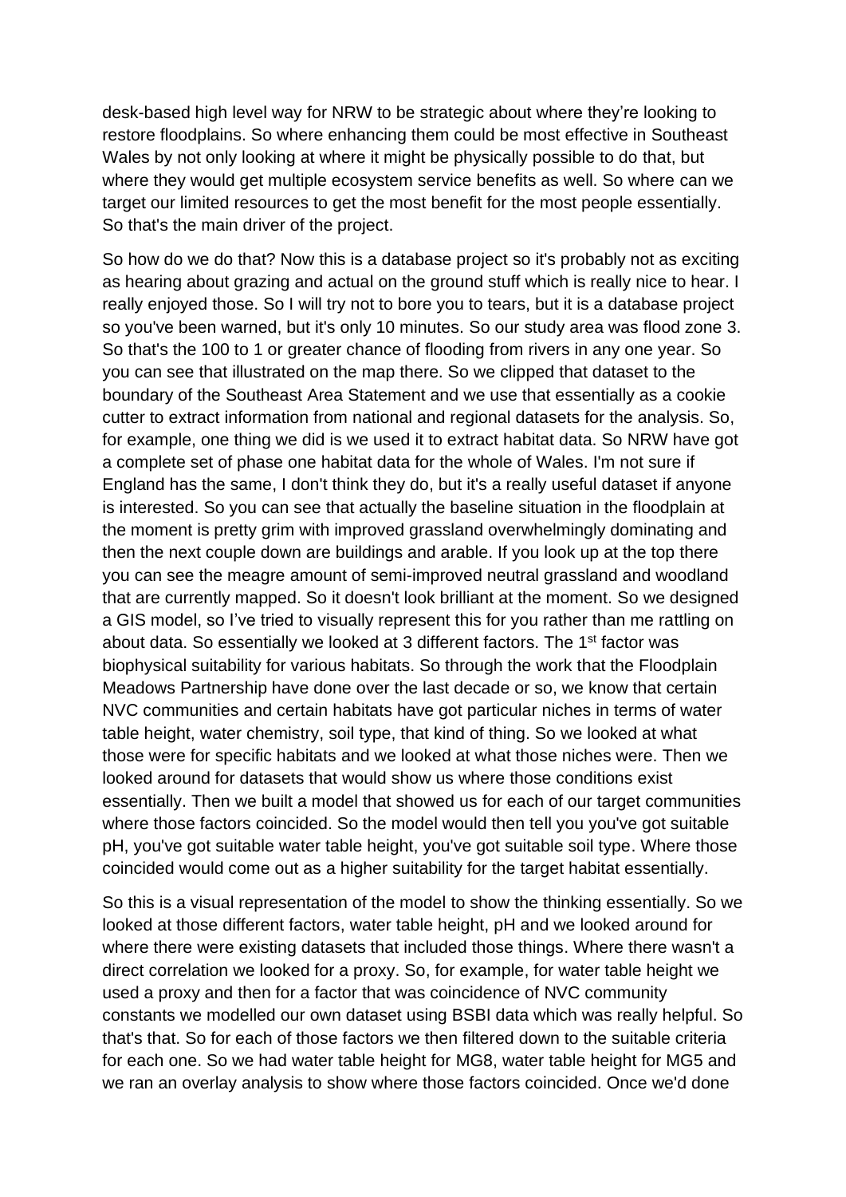desk-based high level way for NRW to be strategic about where they're looking to restore floodplains. So where enhancing them could be most effective in Southeast Wales by not only looking at where it might be physically possible to do that, but where they would get multiple ecosystem service benefits as well. So where can we target our limited resources to get the most benefit for the most people essentially. So that's the main driver of the project.

So how do we do that? Now this is a database project so it's probably not as exciting as hearing about grazing and actual on the ground stuff which is really nice to hear. I really enjoyed those. So I will try not to bore you to tears, but it is a database project so you've been warned, but it's only 10 minutes. So our study area was flood zone 3. So that's the 100 to 1 or greater chance of flooding from rivers in any one year. So you can see that illustrated on the map there. So we clipped that dataset to the boundary of the Southeast Area Statement and we use that essentially as a cookie cutter to extract information from national and regional datasets for the analysis. So, for example, one thing we did is we used it to extract habitat data. So NRW have got a complete set of phase one habitat data for the whole of Wales. I'm not sure if England has the same, I don't think they do, but it's a really useful dataset if anyone is interested. So you can see that actually the baseline situation in the floodplain at the moment is pretty grim with improved grassland overwhelmingly dominating and then the next couple down are buildings and arable. If you look up at the top there you can see the meagre amount of semi-improved neutral grassland and woodland that are currently mapped. So it doesn't look brilliant at the moment. So we designed a GIS model, so I've tried to visually represent this for you rather than me rattling on about data. So essentially we looked at 3 different factors. The 1st factor was biophysical suitability for various habitats. So through the work that the Floodplain Meadows Partnership have done over the last decade or so, we know that certain NVC communities and certain habitats have got particular niches in terms of water table height, water chemistry, soil type, that kind of thing. So we looked at what those were for specific habitats and we looked at what those niches were. Then we looked around for datasets that would show us where those conditions exist essentially. Then we built a model that showed us for each of our target communities where those factors coincided. So the model would then tell you you've got suitable pH, you've got suitable water table height, you've got suitable soil type. Where those coincided would come out as a higher suitability for the target habitat essentially.

So this is a visual representation of the model to show the thinking essentially. So we looked at those different factors, water table height, pH and we looked around for where there were existing datasets that included those things. Where there wasn't a direct correlation we looked for a proxy. So, for example, for water table height we used a proxy and then for a factor that was coincidence of NVC community constants we modelled our own dataset using BSBI data which was really helpful. So that's that. So for each of those factors we then filtered down to the suitable criteria for each one. So we had water table height for MG8, water table height for MG5 and we ran an overlay analysis to show where those factors coincided. Once we'd done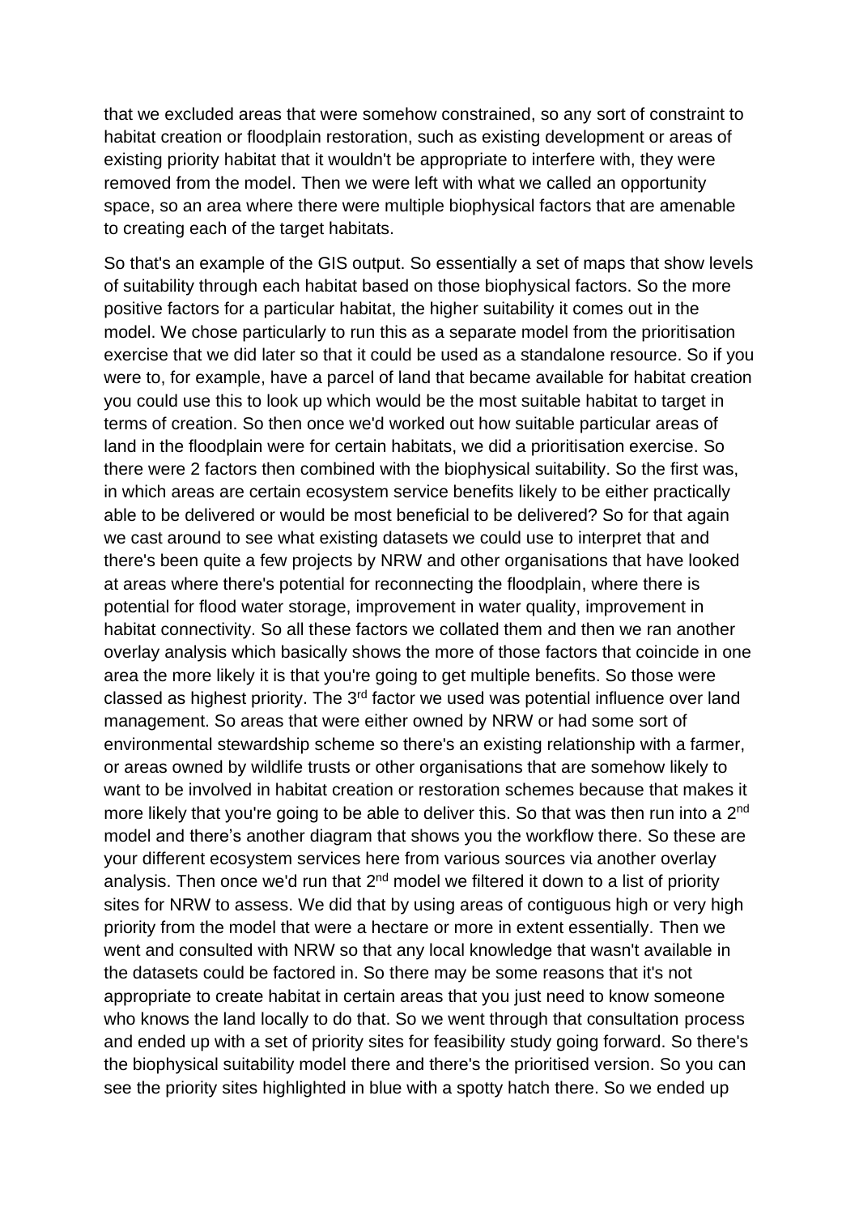that we excluded areas that were somehow constrained, so any sort of constraint to habitat creation or floodplain restoration, such as existing development or areas of existing priority habitat that it wouldn't be appropriate to interfere with, they were removed from the model. Then we were left with what we called an opportunity space, so an area where there were multiple biophysical factors that are amenable to creating each of the target habitats.

So that's an example of the GIS output. So essentially a set of maps that show levels of suitability through each habitat based on those biophysical factors. So the more positive factors for a particular habitat, the higher suitability it comes out in the model. We chose particularly to run this as a separate model from the prioritisation exercise that we did later so that it could be used as a standalone resource. So if you were to, for example, have a parcel of land that became available for habitat creation you could use this to look up which would be the most suitable habitat to target in terms of creation. So then once we'd worked out how suitable particular areas of land in the floodplain were for certain habitats, we did a prioritisation exercise. So there were 2 factors then combined with the biophysical suitability. So the first was, in which areas are certain ecosystem service benefits likely to be either practically able to be delivered or would be most beneficial to be delivered? So for that again we cast around to see what existing datasets we could use to interpret that and there's been quite a few projects by NRW and other organisations that have looked at areas where there's potential for reconnecting the floodplain, where there is potential for flood water storage, improvement in water quality, improvement in habitat connectivity. So all these factors we collated them and then we ran another overlay analysis which basically shows the more of those factors that coincide in one area the more likely it is that you're going to get multiple benefits. So those were classed as highest priority. The 3rd factor we used was potential influence over land management. So areas that were either owned by NRW or had some sort of environmental stewardship scheme so there's an existing relationship with a farmer, or areas owned by wildlife trusts or other organisations that are somehow likely to want to be involved in habitat creation or restoration schemes because that makes it more likely that you're going to be able to deliver this. So that was then run into a 2nd model and there's another diagram that shows you the workflow there. So these are your different ecosystem services here from various sources via another overlay analysis. Then once we'd run that 2nd model we filtered it down to a list of priority sites for NRW to assess. We did that by using areas of contiguous high or very high priority from the model that were a hectare or more in extent essentially. Then we went and consulted with NRW so that any local knowledge that wasn't available in the datasets could be factored in. So there may be some reasons that it's not appropriate to create habitat in certain areas that you just need to know someone who knows the land locally to do that. So we went through that consultation process and ended up with a set of priority sites for feasibility study going forward. So there's the biophysical suitability model there and there's the prioritised version. So you can see the priority sites highlighted in blue with a spotty hatch there. So we ended up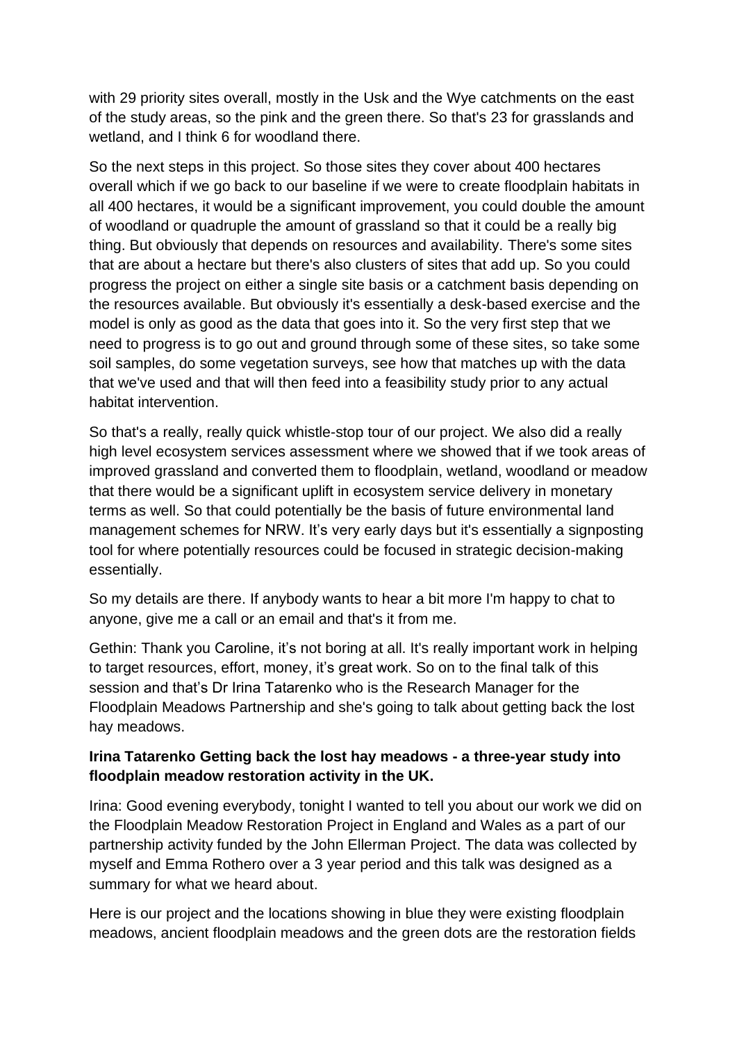with 29 priority sites overall, mostly in the Usk and the Wye catchments on the east of the study areas, so the pink and the green there. So that's 23 for grasslands and wetland, and I think 6 for woodland there.

So the next steps in this project. So those sites they cover about 400 hectares overall which if we go back to our baseline if we were to create floodplain habitats in all 400 hectares, it would be a significant improvement, you could double the amount of woodland or quadruple the amount of grassland so that it could be a really big thing. But obviously that depends on resources and availability. There's some sites that are about a hectare but there's also clusters of sites that add up. So you could progress the project on either a single site basis or a catchment basis depending on the resources available. But obviously it's essentially a desk-based exercise and the model is only as good as the data that goes into it. So the very first step that we need to progress is to go out and ground through some of these sites, so take some soil samples, do some vegetation surveys, see how that matches up with the data that we've used and that will then feed into a feasibility study prior to any actual habitat intervention.

So that's a really, really quick whistle-stop tour of our project. We also did a really high level ecosystem services assessment where we showed that if we took areas of improved grassland and converted them to floodplain, wetland, woodland or meadow that there would be a significant uplift in ecosystem service delivery in monetary terms as well. So that could potentially be the basis of future environmental land management schemes for NRW. It's very early days but it's essentially a signposting tool for where potentially resources could be focused in strategic decision-making essentially.

So my details are there. If anybody wants to hear a bit more I'm happy to chat to anyone, give me a call or an email and that's it from me.

Gethin: Thank you Caroline, it's not boring at all. It's really important work in helping to target resources, effort, money, it's great work. So on to the final talk of this session and that's Dr Irina Tatarenko who is the Research Manager for the Floodplain Meadows Partnership and she's going to talk about getting back the lost hay meadows.

**Irina Tatarenko Getting back the lost hay meadows - a three-year study into floodplain meadow restoration activity in the UK.**

Irina: Good evening everybody, tonight I wanted to tell you about our work we did on the Floodplain Meadow Restoration Project in England and Wales as a part of our partnership activity funded by the John Ellerman Project. The data was collected by myself and Emma Rothero over a 3 year period and this talk was designed as a summary for what we heard about.

Here is our project and the locations showing in blue they were existing floodplain meadows, ancient floodplain meadows and the green dots are the restoration fields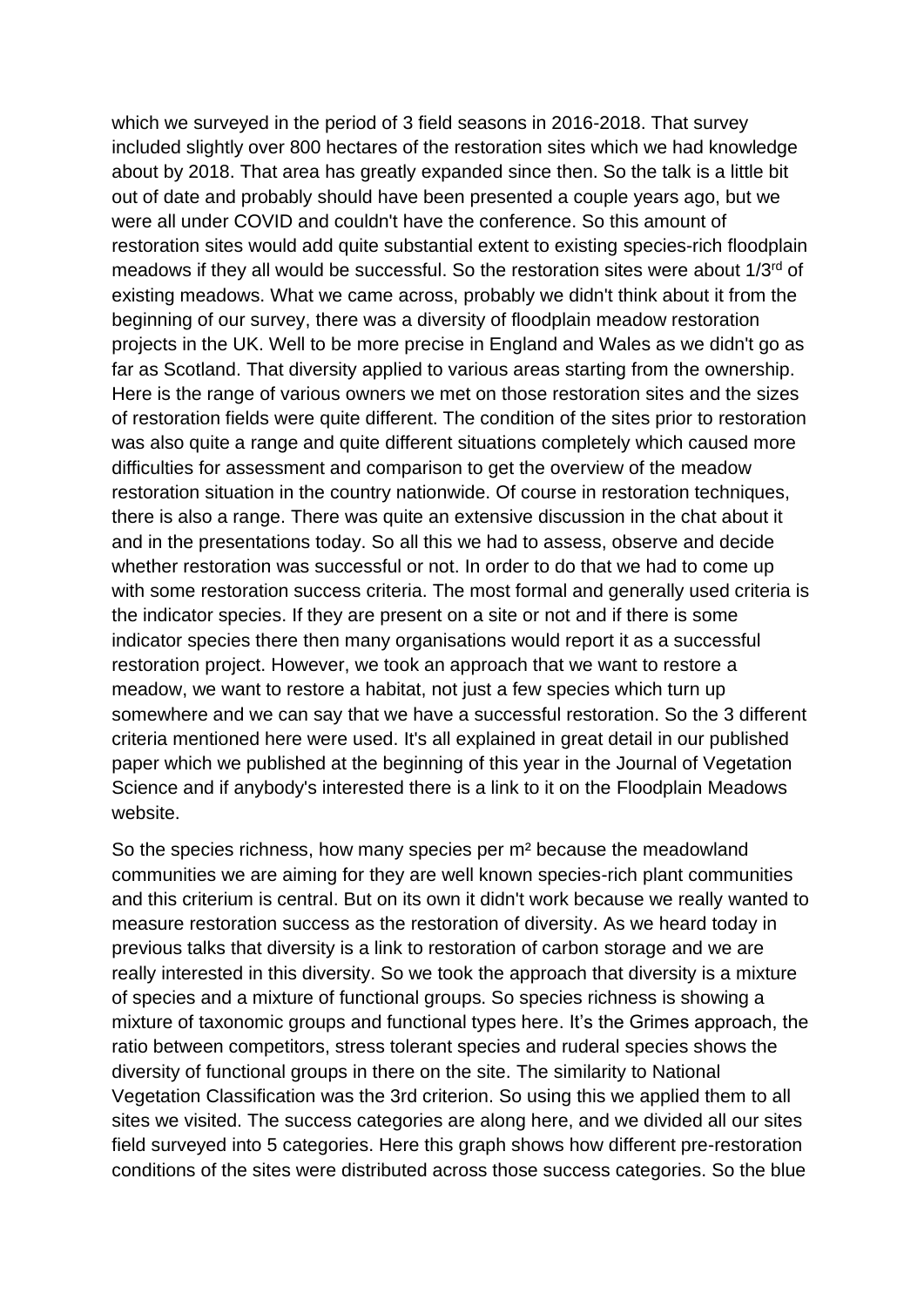which we surveyed in the period of 3 field seasons in 2016-2018. That survey included slightly over 800 hectares of the restoration sites which we had knowledge about by 2018. That area has greatly expanded since then. So the talk is a little bit out of date and probably should have been presented a couple years ago, but we were all under COVID and couldn't have the conference. So this amount of restoration sites would add quite substantial extent to existing species-rich floodplain meadows if they all would be successful. So the restoration sites were about 1/3rd of existing meadows. What we came across, probably we didn't think about it from the beginning of our survey, there was a diversity of floodplain meadow restoration projects in the UK. Well to be more precise in England and Wales as we didn't go as far as Scotland. That diversity applied to various areas starting from the ownership. Here is the range of various owners we met on those restoration sites and the sizes of restoration fields were quite different. The condition of the sites prior to restoration was also quite a range and quite different situations completely which caused more difficulties for assessment and comparison to get the overview of the meadow restoration situation in the country nationwide. Of course in restoration techniques, there is also a range. There was quite an extensive discussion in the chat about it and in the presentations today. So all this we had to assess, observe and decide whether restoration was successful or not. In order to do that we had to come up with some restoration success criteria. The most formal and generally used criteria is the indicator species. If they are present on a site or not and if there is some indicator species there then many organisations would report it as a successful restoration project. However, we took an approach that we want to restore a meadow, we want to restore a habitat, not just a few species which turn up somewhere and we can say that we have a successful restoration. So the 3 different criteria mentioned here were used. It's all explained in great detail in our published paper which we published at the beginning of this year in the Journal of Vegetation Science and if anybody's interested there is a link to it on the Floodplain Meadows website.

So the species richness, how many species per m² because the meadowland communities we are aiming for they are well known species-rich plant communities and this criterium is central. But on its own it didn't work because we really wanted to measure restoration success as the restoration of diversity. As we heard today in previous talks that diversity is a link to restoration of carbon storage and we are really interested in this diversity. So we took the approach that diversity is a mixture of species and a mixture of functional groups. So species richness is showing a mixture of taxonomic groups and functional types here. It's the Grimes approach, the ratio between competitors, stress tolerant species and ruderal species shows the diversity of functional groups in there on the site. The similarity to National Vegetation Classification was the 3rd criterion. So using this we applied them to all sites we visited. The success categories are along here, and we divided all our sites field surveyed into 5 categories. Here this graph shows how different pre-restoration conditions of the sites were distributed across those success categories. So the blue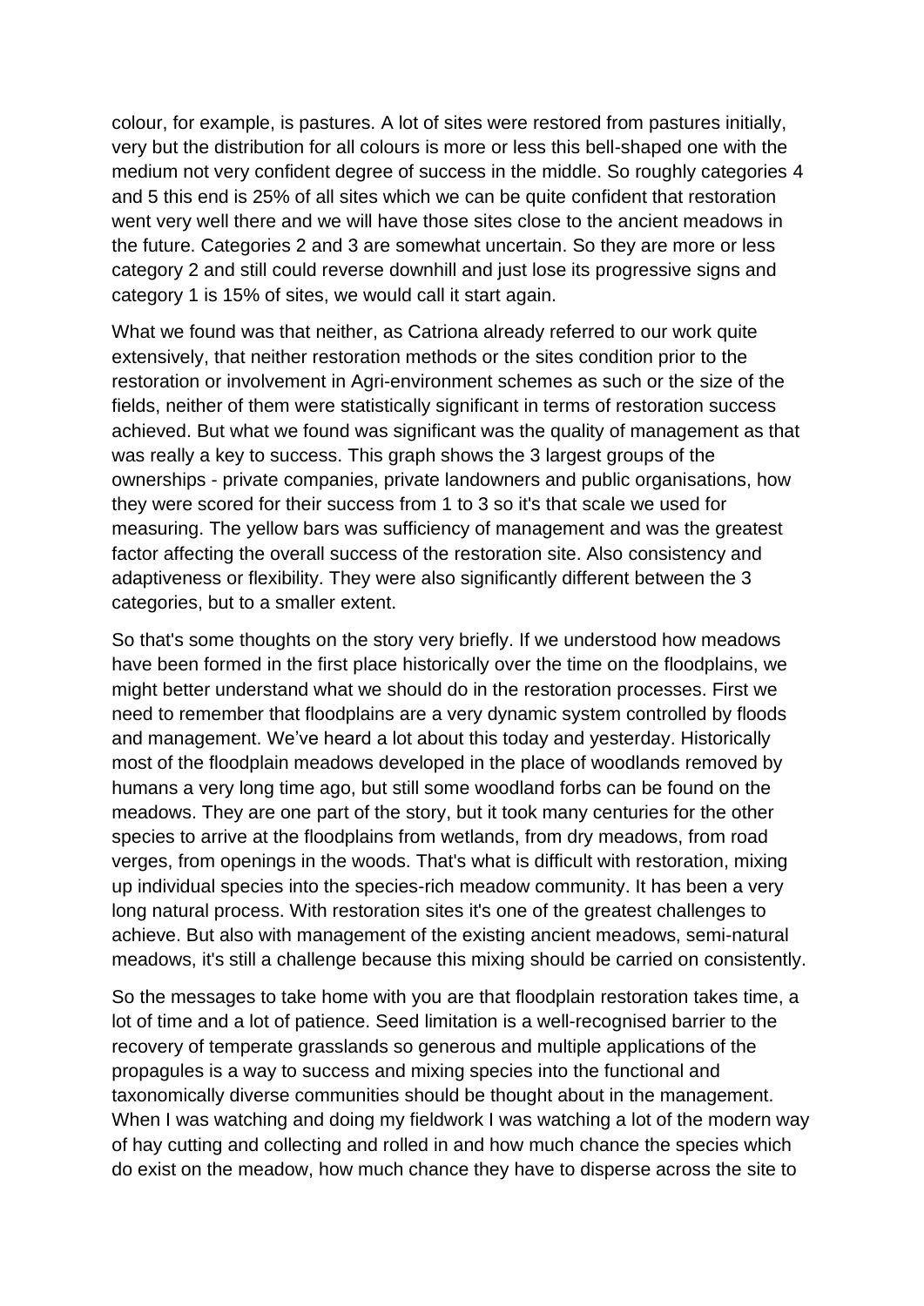colour, for example, is pastures. A lot of sites were restored from pastures initially, very but the distribution for all colours is more or less this bell-shaped one with the medium not very confident degree of success in the middle. So roughly categories 4 and 5 this end is 25% of all sites which we can be quite confident that restoration went very well there and we will have those sites close to the ancient meadows in the future. Categories 2 and 3 are somewhat uncertain. So they are more or less category 2 and still could reverse downhill and just lose its progressive signs and category 1 is 15% of sites, we would call it start again.

What we found was that neither, as Catriona already referred to our work quite extensively, that neither restoration methods or the sites condition prior to the restoration or involvement in Agri-environment schemes as such or the size of the fields, neither of them were statistically significant in terms of restoration success achieved. But what we found was significant was the quality of management as that was really a key to success. This graph shows the 3 largest groups of the ownerships - private companies, private landowners and public organisations, how they were scored for their success from 1 to 3 so it's that scale we used for measuring. The yellow bars was sufficiency of management and was the greatest factor affecting the overall success of the restoration site. Also consistency and adaptiveness or flexibility. They were also significantly different between the 3 categories, but to a smaller extent.

So that's some thoughts on the story very briefly. If we understood how meadows have been formed in the first place historically over the time on the floodplains, we might better understand what we should do in the restoration processes. First we need to remember that floodplains are a very dynamic system controlled by floods and management. We've heard a lot about this today and yesterday. Historically most of the floodplain meadows developed in the place of woodlands removed by humans a very long time ago, but still some woodland forbs can be found on the meadows. They are one part of the story, but it took many centuries for the other species to arrive at the floodplains from wetlands, from dry meadows, from road verges, from openings in the woods. That's what is difficult with restoration, mixing up individual species into the species-rich meadow community. It has been a very long natural process. With restoration sites it's one of the greatest challenges to achieve. But also with management of the existing ancient meadows, semi-natural meadows, it's still a challenge because this mixing should be carried on consistently.

So the messages to take home with you are that floodplain restoration takes time, a lot of time and a lot of patience. Seed limitation is a well-recognised barrier to the recovery of temperate grasslands so generous and multiple applications of the propagules is a way to success and mixing species into the functional and taxonomically diverse communities should be thought about in the management. When I was watching and doing my fieldwork I was watching a lot of the modern way of hay cutting and collecting and rolled in and how much chance the species which do exist on the meadow, how much chance they have to disperse across the site to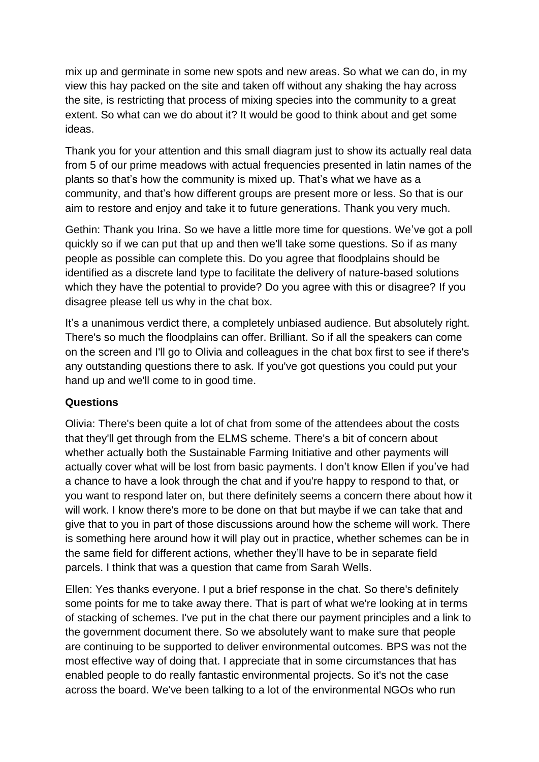mix up and germinate in some new spots and new areas. So what we can do, in my view this hay packed on the site and taken off without any shaking the hay across the site, is restricting that process of mixing species into the community to a great extent. So what can we do about it? It would be good to think about and get some ideas.

Thank you for your attention and this small diagram just to show its actually real data from 5 of our prime meadows with actual frequencies presented in latin names of the plants so that's how the community is mixed up. That's what we have as a community, and that's how different groups are present more or less. So that is our aim to restore and enjoy and take it to future generations. Thank you very much.

Gethin: Thank you Irina. So we have a little more time for questions. We've got a poll quickly so if we can put that up and then we'll take some questions. So if as many people as possible can complete this. Do you agree that floodplains should be identified as a discrete land type to facilitate the delivery of nature-based solutions which they have the potential to provide? Do you agree with this or disagree? If you disagree please tell us why in the chat box.

It's a unanimous verdict there, a completely unbiased audience. But absolutely right. There's so much the floodplains can offer. Brilliant. So if all the speakers can come on the screen and I'll go to Olivia and colleagues in the chat box first to see if there's any outstanding questions there to ask. If you've got questions you could put your hand up and we'll come to in good time.

**Questions**

Olivia: There's been quite a lot of chat from some of the attendees about the costs that they'll get through from the ELMS scheme. There's a bit of concern about whether actually both the Sustainable Farming Initiative and other payments will actually cover what will be lost from basic payments. I don't know Ellen if you've had a chance to have a look through the chat and if you're happy to respond to that, or you want to respond later on, but there definitely seems a concern there about how it will work. I know there's more to be done on that but maybe if we can take that and give that to you in part of those discussions around how the scheme will work. There is something here around how it will play out in practice, whether schemes can be in the same field for different actions, whether they'll have to be in separate field parcels. I think that was a question that came from Sarah Wells.

Ellen: Yes thanks everyone. I put a brief response in the chat. So there's definitely some points for me to take away there. That is part of what we're looking at in terms of stacking of schemes. I've put in the chat there our payment principles and a link to the government document there. So we absolutely want to make sure that people are continuing to be supported to deliver environmental outcomes. BPS was not the most effective way of doing that. I appreciate that in some circumstances that has enabled people to do really fantastic environmental projects. So it's not the case across the board. We've been talking to a lot of the environmental NGOs who run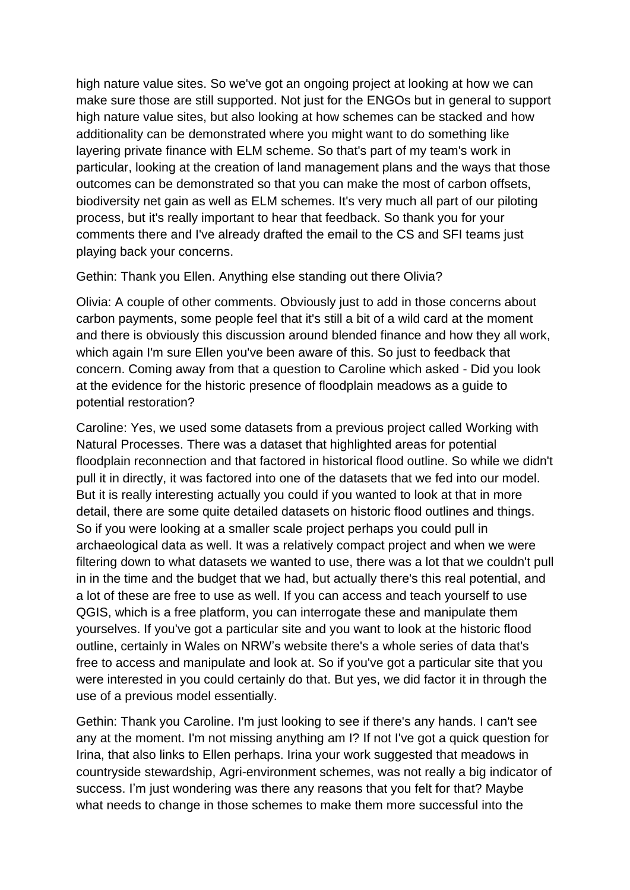high nature value sites. So we've got an ongoing project at looking at how we can make sure those are still supported. Not just for the ENGOs but in general to support high nature value sites, but also looking at how schemes can be stacked and how additionality can be demonstrated where you might want to do something like layering private finance with ELM scheme. So that's part of my team's work in particular, looking at the creation of land management plans and the ways that those outcomes can be demonstrated so that you can make the most of carbon offsets, biodiversity net gain as well as ELM schemes. It's very much all part of our piloting process, but it's really important to hear that feedback. So thank you for your comments there and I've already drafted the email to the CS and SFI teams just playing back your concerns.

Gethin: Thank you Ellen. Anything else standing out there Olivia?

Olivia: A couple of other comments. Obviously just to add in those concerns about carbon payments, some people feel that it's still a bit of a wild card at the moment and there is obviously this discussion around blended finance and how they all work, which again I'm sure Ellen you've been aware of this. So just to feedback that concern. Coming away from that a question to Caroline which asked - Did you look at the evidence for the historic presence of floodplain meadows as a guide to potential restoration?

Caroline: Yes, we used some datasets from a previous project called Working with Natural Processes. There was a dataset that highlighted areas for potential floodplain reconnection and that factored in historical flood outline. So while we didn't pull it in directly, it was factored into one of the datasets that we fed into our model. But it is really interesting actually you could if you wanted to look at that in more detail, there are some quite detailed datasets on historic flood outlines and things. So if you were looking at a smaller scale project perhaps you could pull in archaeological data as well. It was a relatively compact project and when we were filtering down to what datasets we wanted to use, there was a lot that we couldn't pull in in the time and the budget that we had, but actually there's this real potential, and a lot of these are free to use as well. If you can access and teach yourself to use QGIS, which is a free platform, you can interrogate these and manipulate them yourselves. If you've got a particular site and you want to look at the historic flood outline, certainly in Wales on NRW's website there's a whole series of data that's free to access and manipulate and look at. So if you've got a particular site that you were interested in you could certainly do that. But yes, we did factor it in through the use of a previous model essentially.

Gethin: Thank you Caroline. I'm just looking to see if there's any hands. I can't see any at the moment. I'm not missing anything am I? If not I've got a quick question for Irina, that also links to Ellen perhaps. Irina your work suggested that meadows in countryside stewardship, Agri-environment schemes, was not really a big indicator of success. I'm just wondering was there any reasons that you felt for that? Maybe what needs to change in those schemes to make them more successful into the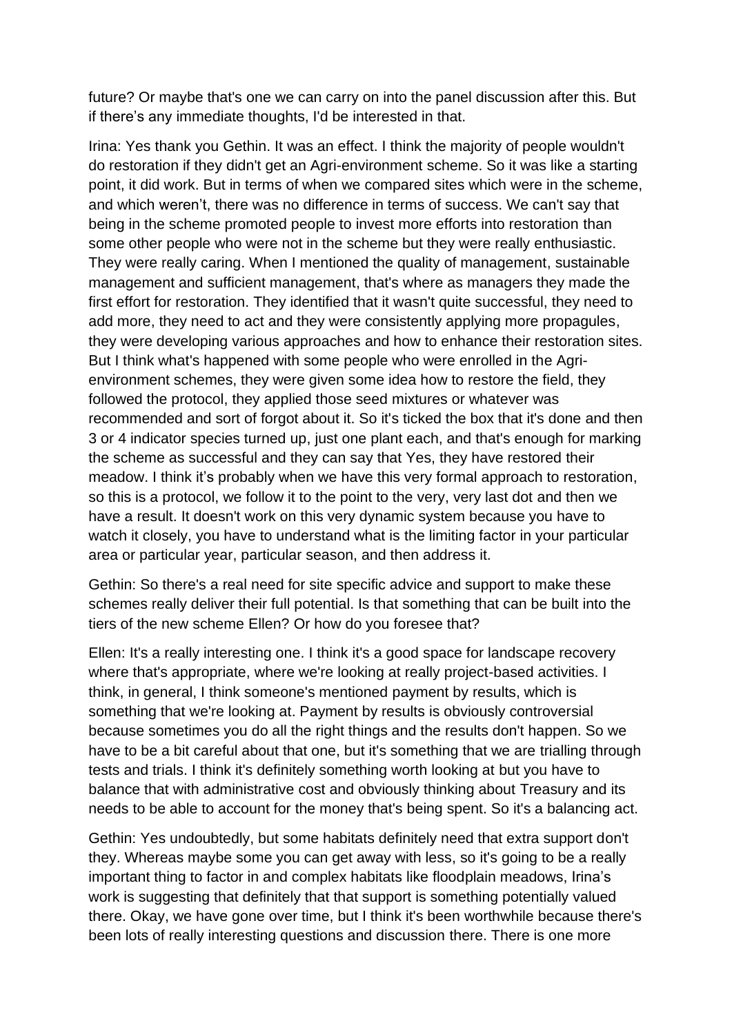future? Or maybe that's one we can carry on into the panel discussion after this. But if there's any immediate thoughts, I'd be interested in that.

Irina: Yes thank you Gethin. It was an effect. I think the majority of people wouldn't do restoration if they didn't get an Agri-environment scheme. So it was like a starting point, it did work. But in terms of when we compared sites which were in the scheme, and which weren't, there was no difference in terms of success. We can't say that being in the scheme promoted people to invest more efforts into restoration than some other people who were not in the scheme but they were really enthusiastic. They were really caring. When I mentioned the quality of management, sustainable management and sufficient management, that's where as managers they made the first effort for restoration. They identified that it wasn't quite successful, they need to add more, they need to act and they were consistently applying more propagules, they were developing various approaches and how to enhance their restoration sites. But I think what's happened with some people who were enrolled in the Agri-environment schemes, they were given some idea how to restore the field, they followed the protocol, they applied those seed mixtures or whatever was recommended and sort of forgot about it. So it's ticked the box that it's done and then 3 or 4 indicator species turned up, just one plant each, and that's enough for marking the scheme as successful and they can say that Yes, they have restored their meadow. I think it's probably when we have this very formal approach to restoration, so this is a protocol, we follow it to the point to the very, very last dot and then we have a result. It doesn't work on this very dynamic system because you have to watch it closely, you have to understand what is the limiting factor in your particular area or particular year, particular season, and then address it.

Gethin: So there's a real need for site specific advice and support to make these schemes really deliver their full potential. Is that something that can be built into the tiers of the new scheme Ellen? Or how do you foresee that?

Ellen: It's a really interesting one. I think it's a good space for landscape recovery where that's appropriate, where we're looking at really project-based activities. I think, in general, I think someone's mentioned payment by results, which is something that we're looking at. Payment by results is obviously controversial because sometimes you do all the right things and the results don't happen. So we have to be a bit careful about that one, but it's something that we are trialling through tests and trials. I think it's definitely something worth looking at but you have to balance that with administrative cost and obviously thinking about Treasury and its needs to be able to account for the money that's being spent. So it's a balancing act.

Gethin: Yes undoubtedly, but some habitats definitely need that extra support don't they. Whereas maybe some you can get away with less, so it's going to be a really important thing to factor in and complex habitats like floodplain meadows, Irina's work is suggesting that definitely that that support is something potentially valued there. Okay, we have gone over time, but I think it's been worthwhile because there's been lots of really interesting questions and discussion there. There is one more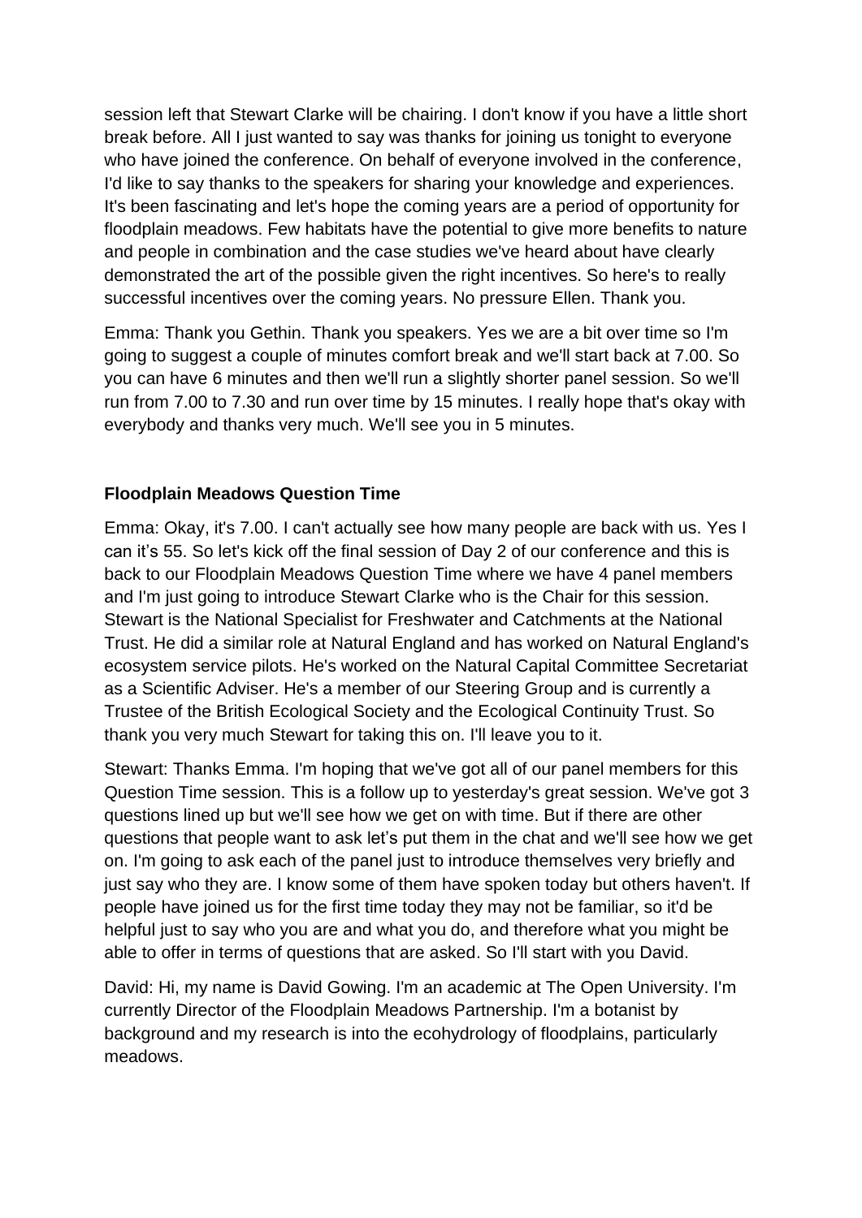session left that Stewart Clarke will be chairing. I don't know if you have a little short break before. All I just wanted to say was thanks for joining us tonight to everyone who have joined the conference. On behalf of everyone involved in the conference, I'd like to say thanks to the speakers for sharing your knowledge and experiences. It's been fascinating and let's hope the coming years are a period of opportunity for floodplain meadows. Few habitats have the potential to give more benefits to nature and people in combination and the case studies we've heard about have clearly demonstrated the art of the possible given the right incentives. So here's to really successful incentives over the coming years. No pressure Ellen. Thank you.

Emma: Thank you Gethin. Thank you speakers. Yes we are a bit over time so I'm going to suggest a couple of minutes comfort break and we'll start back at 7.00. So you can have 6 minutes and then we'll run a slightly shorter panel session. So we'll run from 7.00 to 7.30 and run over time by 15 minutes. I really hope that's okay with everybody and thanks very much. We'll see you in 5 minutes.

**Floodplain Meadows Question Time**

Emma: Okay, it's 7.00. I can't actually see how many people are back with us. Yes I can it's 55. So let's kick off the final session of Day 2 of our conference and this is back to our Floodplain Meadows Question Time where we have 4 panel members and I'm just going to introduce Stewart Clarke who is the Chair for this session. Stewart is the National Specialist for Freshwater and Catchments at the National Trust. He did a similar role at Natural England and has worked on Natural England's ecosystem service pilots. He's worked on the Natural Capital Committee Secretariat as a Scientific Adviser. He's a member of our Steering Group and is currently a Trustee of the British Ecological Society and the Ecological Continuity Trust. So thank you very much Stewart for taking this on. I'll leave you to it.

Stewart: Thanks Emma. I'm hoping that we've got all of our panel members for this Question Time session. This is a follow up to yesterday's great session. We've got 3 questions lined up but we'll see how we get on with time. But if there are other questions that people want to ask let's put them in the chat and we'll see how we get on. I'm going to ask each of the panel just to introduce themselves very briefly and just say who they are. I know some of them have spoken today but others haven't. If people have joined us for the first time today they may not be familiar, so it'd be helpful just to say who you are and what you do, and therefore what you might be able to offer in terms of questions that are asked. So I'll start with you David.

David: Hi, my name is David Gowing. I'm an academic at The Open University. I'm currently Director of the Floodplain Meadows Partnership. I'm a botanist by background and my research is into the ecohydrology of floodplains, particularly meadows.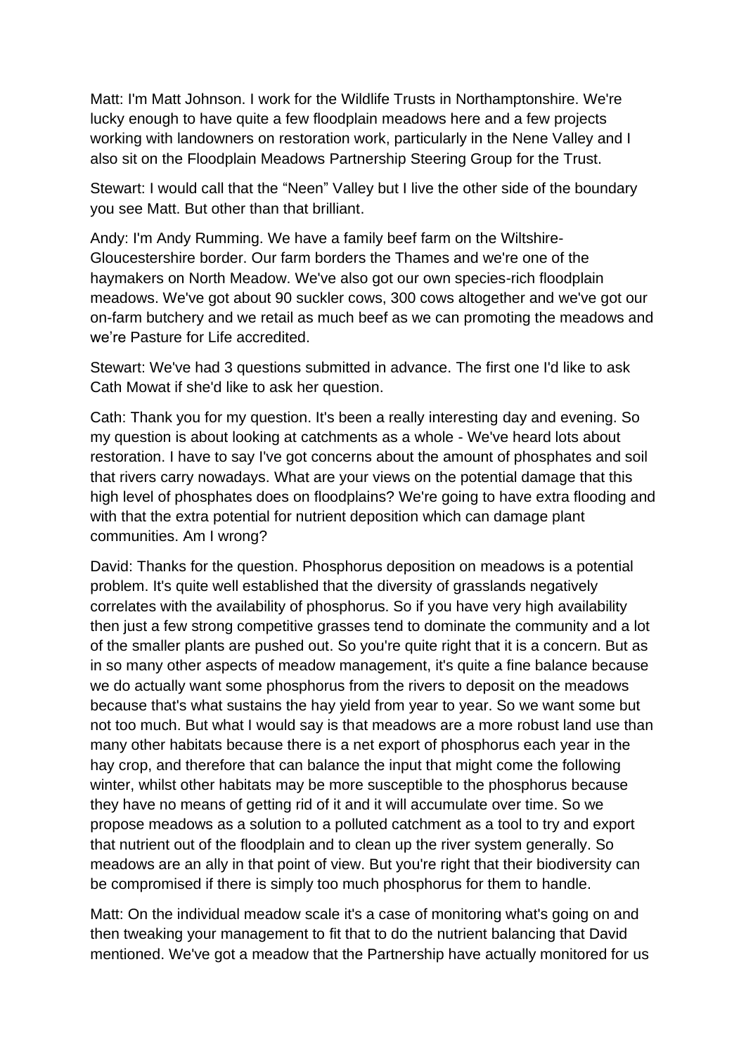Matt: I'm Matt Johnson. I work for the Wildlife Trusts in Northamptonshire. We're lucky enough to have quite a few floodplain meadows here and a few projects working with landowners on restoration work, particularly in the Nene Valley and I also sit on the Floodplain Meadows Partnership Steering Group for the Trust.

Stewart: I would call that the "Neen" Valley but I live the other side of the boundary you see Matt. But other than that brilliant.

Andy: I'm Andy Rumming. We have a family beef farm on the Wiltshire-Gloucestershire border. Our farm borders the Thames and we're one of the haymakers on North Meadow. We've also got our own species-rich floodplain meadows. We've got about 90 suckler cows, 300 cows altogether and we've got our on-farm butchery and we retail as much beef as we can promoting the meadows and we're Pasture for Life accredited.

Stewart: We've had 3 questions submitted in advance. The first one I'd like to ask Cath Mowat if she'd like to ask her question.

Cath: Thank you for my question. It's been a really interesting day and evening. So my question is about looking at catchments as a whole - We've heard lots about restoration. I have to say I've got concerns about the amount of phosphates and soil that rivers carry nowadays. What are your views on the potential damage that this high level of phosphates does on floodplains? We're going to have extra flooding and with that the extra potential for nutrient deposition which can damage plant communities. Am I wrong?

David: Thanks for the question. Phosphorus deposition on meadows is a potential problem. It's quite well established that the diversity of grasslands negatively correlates with the availability of phosphorus. So if you have very high availability then just a few strong competitive grasses tend to dominate the community and a lot of the smaller plants are pushed out. So you're quite right that it is a concern. But as in so many other aspects of meadow management, it's quite a fine balance because we do actually want some phosphorus from the rivers to deposit on the meadows because that's what sustains the hay yield from year to year. So we want some but not too much. But what I would say is that meadows are a more robust land use than many other habitats because there is a net export of phosphorus each year in the hay crop, and therefore that can balance the input that might come the following winter, whilst other habitats may be more susceptible to the phosphorus because they have no means of getting rid of it and it will accumulate over time. So we propose meadows as a solution to a polluted catchment as a tool to try and export that nutrient out of the floodplain and to clean up the river system generally. So meadows are an ally in that point of view. But you're right that their biodiversity can be compromised if there is simply too much phosphorus for them to handle.

Matt: On the individual meadow scale it's a case of monitoring what's going on and then tweaking your management to fit that to do the nutrient balancing that David mentioned. We've got a meadow that the Partnership have actually monitored for us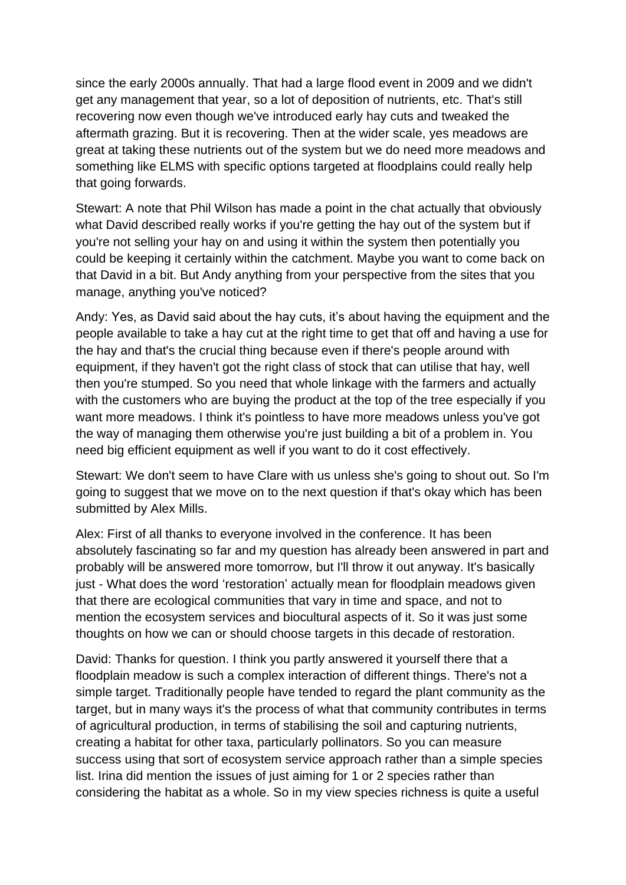since the early 2000s annually. That had a large flood event in 2009 and we didn't get any management that year, so a lot of deposition of nutrients, etc. That's still recovering now even though we've introduced early hay cuts and tweaked the aftermath grazing. But it is recovering. Then at the wider scale, yes meadows are great at taking these nutrients out of the system but we do need more meadows and something like ELMS with specific options targeted at floodplains could really help that going forwards.

Stewart: A note that Phil Wilson has made a point in the chat actually that obviously what David described really works if you're getting the hay out of the system but if you're not selling your hay on and using it within the system then potentially you could be keeping it certainly within the catchment. Maybe you want to come back on that David in a bit. But Andy anything from your perspective from the sites that you manage, anything you've noticed?

Andy: Yes, as David said about the hay cuts, it's about having the equipment and the people available to take a hay cut at the right time to get that off and having a use for the hay and that's the crucial thing because even if there's people around with equipment, if they haven't got the right class of stock that can utilise that hay, well then you're stumped. So you need that whole linkage with the farmers and actually with the customers who are buying the product at the top of the tree especially if you want more meadows. I think it's pointless to have more meadows unless you've got the way of managing them otherwise you're just building a bit of a problem in. You need big efficient equipment as well if you want to do it cost effectively.

Stewart: We don't seem to have Clare with us unless she's going to shout out. So I'm going to suggest that we move on to the next question if that's okay which has been submitted by Alex Mills.

Alex: First of all thanks to everyone involved in the conference. It has been absolutely fascinating so far and my question has already been answered in part and probably will be answered more tomorrow, but I'll throw it out anyway. It's basically just - What does the word 'restoration' actually mean for floodplain meadows given that there are ecological communities that vary in time and space, and not to mention the ecosystem services and biocultural aspects of it. So it was just some thoughts on how we can or should choose targets in this decade of restoration.

David: Thanks for question. I think you partly answered it yourself there that a floodplain meadow is such a complex interaction of different things. There's not a simple target. Traditionally people have tended to regard the plant community as the target, but in many ways it's the process of what that community contributes in terms of agricultural production, in terms of stabilising the soil and capturing nutrients, creating a habitat for other taxa, particularly pollinators. So you can measure success using that sort of ecosystem service approach rather than a simple species list. Irina did mention the issues of just aiming for 1 or 2 species rather than considering the habitat as a whole. So in my view species richness is quite a useful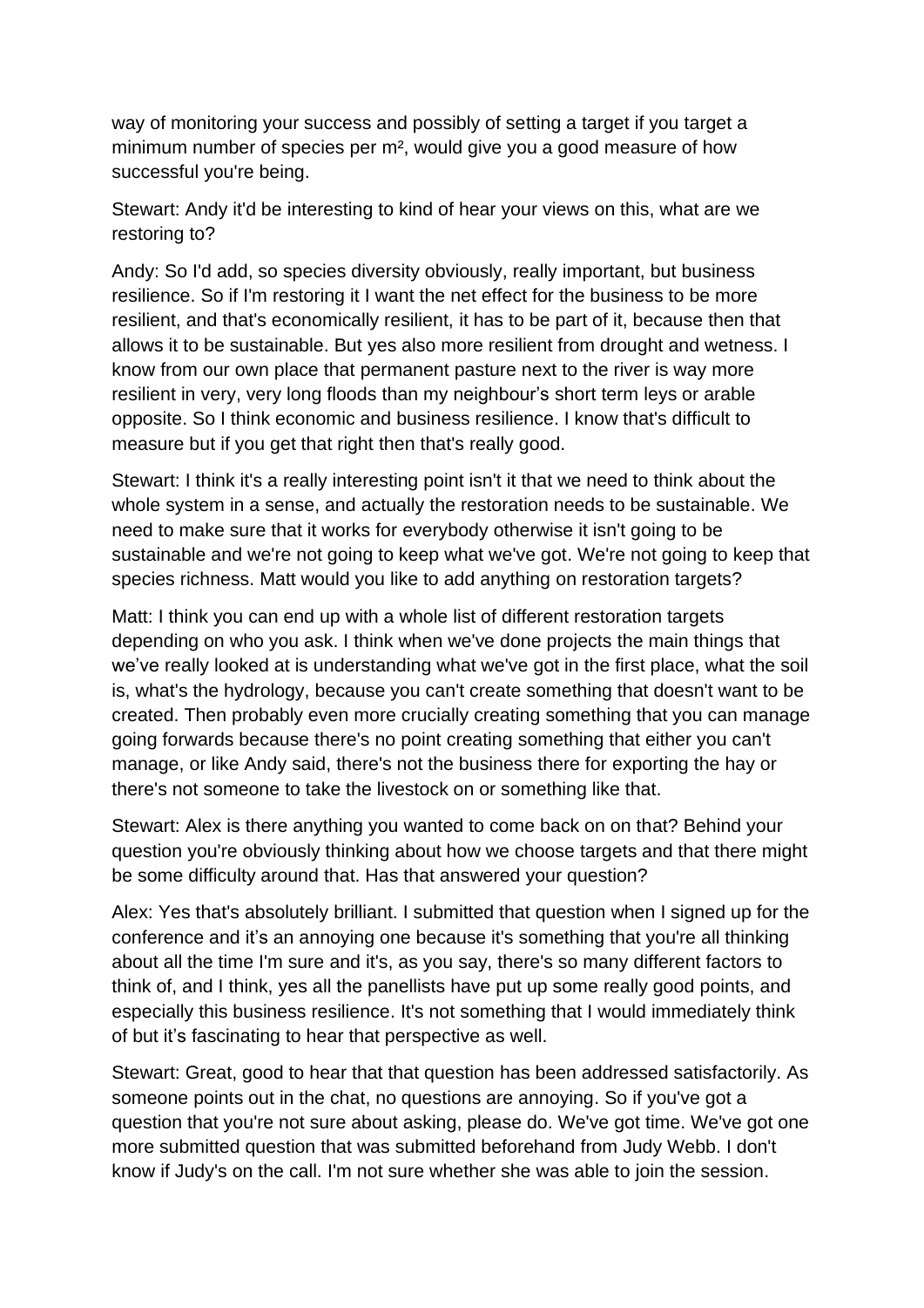way of monitoring your success and possibly of setting a target if you target a minimum number of species per m², would give you a good measure of how successful you're being.

Stewart: Andy it'd be interesting to kind of hear your views on this, what are we restoring to?

Andy: So I'd add, so species diversity obviously, really important, but business resilience. So if I'm restoring it I want the net effect for the business to be more resilient, and that's economically resilient, it has to be part of it, because then that allows it to be sustainable. But yes also more resilient from drought and wetness. I know from our own place that permanent pasture next to the river is way more resilient in very, very long floods than my neighbour's short term leys or arable opposite. So I think economic and business resilience. I know that's difficult to measure but if you get that right then that's really good.

Stewart: I think it's a really interesting point isn't it that we need to think about the whole system in a sense, and actually the restoration needs to be sustainable. We need to make sure that it works for everybody otherwise it isn't going to be sustainable and we're not going to keep what we've got. We're not going to keep that species richness. Matt would you like to add anything on restoration targets?

Matt: I think you can end up with a whole list of different restoration targets depending on who you ask. I think when we've done projects the main things that we've really looked at is understanding what we've got in the first place, what the soil is, what's the hydrology, because you can't create something that doesn't want to be created. Then probably even more crucially creating something that you can manage going forwards because there's no point creating something that either you can't manage, or like Andy said, there's not the business there for exporting the hay or there's not someone to take the livestock on or something like that.

Stewart: Alex is there anything you wanted to come back on on that? Behind your question you're obviously thinking about how we choose targets and that there might be some difficulty around that. Has that answered your question?

Alex: Yes that's absolutely brilliant. I submitted that question when I signed up for the conference and it's an annoying one because it's something that you're all thinking about all the time I'm sure and it's, as you say, there's so many different factors to think of, and I think, yes all the panellists have put up some really good points, and especially this business resilience. It's not something that I would immediately think of but it's fascinating to hear that perspective as well.

Stewart: Great, good to hear that that question has been addressed satisfactorily. As someone points out in the chat, no questions are annoying. So if you've got a question that you're not sure about asking, please do. We've got time. We've got one more submitted question that was submitted beforehand from Judy Webb. I don't know if Judy's on the call. I'm not sure whether she was able to join the session.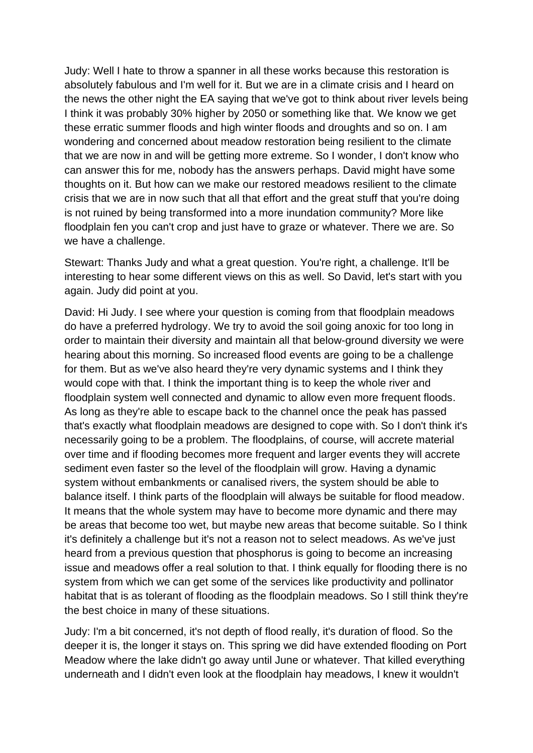Judy: Well I hate to throw a spanner in all these works because this restoration is absolutely fabulous and I'm well for it. But we are in a climate crisis and I heard on the news the other night the EA saying that we've got to think about river levels being I think it was probably 30% higher by 2050 or something like that. We know we get these erratic summer floods and high winter floods and droughts and so on. I am wondering and concerned about meadow restoration being resilient to the climate that we are now in and will be getting more extreme. So I wonder, I don't know who can answer this for me, nobody has the answers perhaps. David might have some thoughts on it. But how can we make our restored meadows resilient to the climate crisis that we are in now such that all that effort and the great stuff that you're doing is not ruined by being transformed into a more inundation community? More like floodplain fen you can't crop and just have to graze or whatever. There we are. So we have a challenge.

Stewart: Thanks Judy and what a great question. You're right, a challenge. It'll be interesting to hear some different views on this as well. So David, let's start with you again. Judy did point at you.

David: Hi Judy. I see where your question is coming from that floodplain meadows do have a preferred hydrology. We try to avoid the soil going anoxic for too long in order to maintain their diversity and maintain all that below-ground diversity we were hearing about this morning. So increased flood events are going to be a challenge for them. But as we've also heard they're very dynamic systems and I think they would cope with that. I think the important thing is to keep the whole river and floodplain system well connected and dynamic to allow even more frequent floods. As long as they're able to escape back to the channel once the peak has passed that's exactly what floodplain meadows are designed to cope with. So I don't think it's necessarily going to be a problem. The floodplains, of course, will accrete material over time and if flooding becomes more frequent and larger events they will accrete sediment even faster so the level of the floodplain will grow. Having a dynamic system without embankments or canalised rivers, the system should be able to balance itself. I think parts of the floodplain will always be suitable for flood meadow. It means that the whole system may have to become more dynamic and there may be areas that become too wet, but maybe new areas that become suitable. So I think it's definitely a challenge but it's not a reason not to select meadows. As we've just heard from a previous question that phosphorus is going to become an increasing issue and meadows offer a real solution to that. I think equally for flooding there is no system from which we can get some of the services like productivity and pollinator habitat that is as tolerant of flooding as the floodplain meadows. So I still think they're the best choice in many of these situations.

Judy: I'm a bit concerned, it's not depth of flood really, it's duration of flood. So the deeper it is, the longer it stays on. This spring we did have extended flooding on Port Meadow where the lake didn't go away until June or whatever. That killed everything underneath and I didn't even look at the floodplain hay meadows, I knew it wouldn't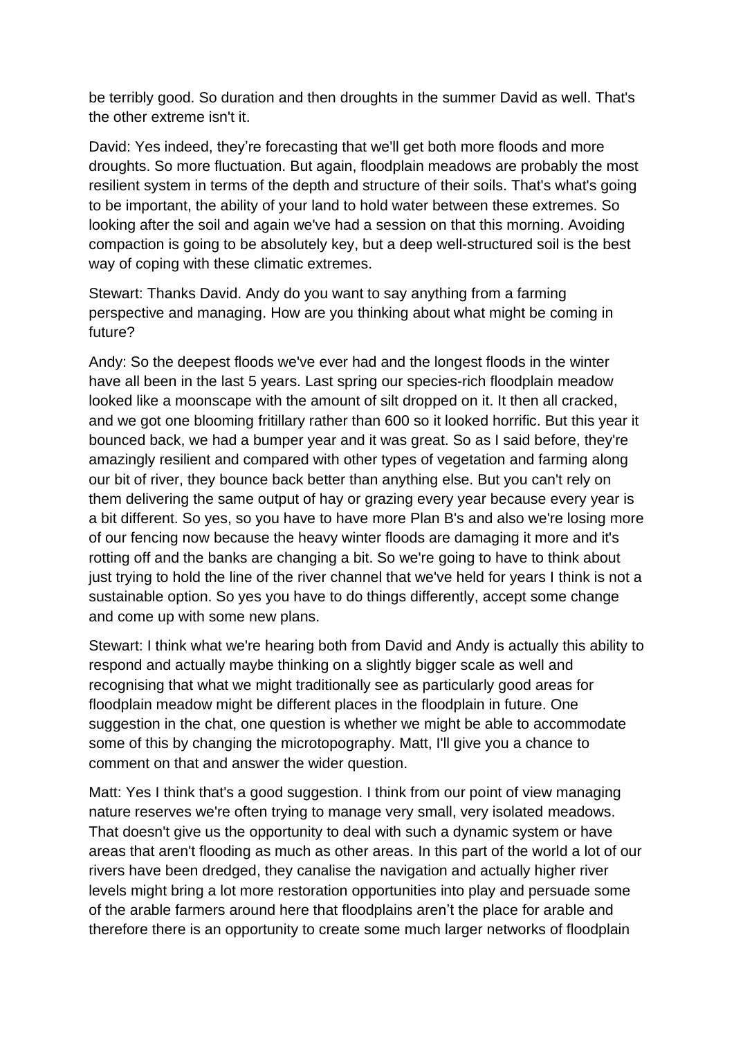be terribly good. So duration and then droughts in the summer David as well. That's the other extreme isn't it.

David: Yes indeed, they're forecasting that we'll get both more floods and more droughts. So more fluctuation. But again, floodplain meadows are probably the most resilient system in terms of the depth and structure of their soils. That's what's going to be important, the ability of your land to hold water between these extremes. So looking after the soil and again we've had a session on that this morning. Avoiding compaction is going to be absolutely key, but a deep well-structured soil is the best way of coping with these climatic extremes.

Stewart: Thanks David. Andy do you want to say anything from a farming perspective and managing. How are you thinking about what might be coming in future?

Andy: So the deepest floods we've ever had and the longest floods in the winter have all been in the last 5 years. Last spring our species-rich floodplain meadow looked like a moonscape with the amount of silt dropped on it. It then all cracked, and we got one blooming fritillary rather than 600 so it looked horrific. But this year it bounced back, we had a bumper year and it was great. So as I said before, they're amazingly resilient and compared with other types of vegetation and farming along our bit of river, they bounce back better than anything else. But you can't rely on them delivering the same output of hay or grazing every year because every year is a bit different. So yes, so you have to have more Plan B's and also we're losing more of our fencing now because the heavy winter floods are damaging it more and it's rotting off and the banks are changing a bit. So we're going to have to think about just trying to hold the line of the river channel that we've held for years I think is not a sustainable option. So yes you have to do things differently, accept some change and come up with some new plans.

Stewart: I think what we're hearing both from David and Andy is actually this ability to respond and actually maybe thinking on a slightly bigger scale as well and recognising that what we might traditionally see as particularly good areas for floodplain meadow might be different places in the floodplain in future. One suggestion in the chat, one question is whether we might be able to accommodate some of this by changing the microtopography. Matt, I'll give you a chance to comment on that and answer the wider question.

Matt: Yes I think that's a good suggestion. I think from our point of view managing nature reserves we're often trying to manage very small, very isolated meadows. That doesn't give us the opportunity to deal with such a dynamic system or have areas that aren't flooding as much as other areas. In this part of the world a lot of our rivers have been dredged, they canalise the navigation and actually higher river levels might bring a lot more restoration opportunities into play and persuade some of the arable farmers around here that floodplains aren't the place for arable and therefore there is an opportunity to create some much larger networks of floodplain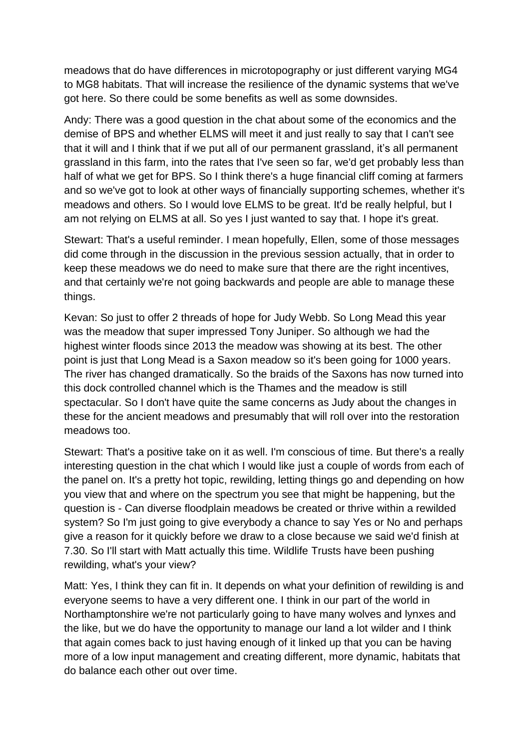meadows that do have differences in microtopography or just different varying MG4 to MG8 habitats. That will increase the resilience of the dynamic systems that we've got here. So there could be some benefits as well as some downsides.

Andy: There was a good question in the chat about some of the economics and the demise of BPS and whether ELMS will meet it and just really to say that I can't see that it will and I think that if we put all of our permanent grassland, it's all permanent grassland in this farm, into the rates that I've seen so far, we'd get probably less than half of what we get for BPS. So I think there's a huge financial cliff coming at farmers and so we've got to look at other ways of financially supporting schemes, whether it's meadows and others. So I would love ELMS to be great. It'd be really helpful, but I am not relying on ELMS at all. So yes I just wanted to say that. I hope it's great.

Stewart: That's a useful reminder. I mean hopefully, Ellen, some of those messages did come through in the discussion in the previous session actually, that in order to keep these meadows we do need to make sure that there are the right incentives, and that certainly we're not going backwards and people are able to manage these things.

Kevan: So just to offer 2 threads of hope for Judy Webb. So Long Mead this year was the meadow that super impressed Tony Juniper. So although we had the highest winter floods since 2013 the meadow was showing at its best. The other point is just that Long Mead is a Saxon meadow so it's been going for 1000 years. The river has changed dramatically. So the braids of the Saxons has now turned into this dock controlled channel which is the Thames and the meadow is still spectacular. So I don't have quite the same concerns as Judy about the changes in these for the ancient meadows and presumably that will roll over into the restoration meadows too.

Stewart: That's a positive take on it as well. I'm conscious of time. But there's a really interesting question in the chat which I would like just a couple of words from each of the panel on. It's a pretty hot topic, rewilding, letting things go and depending on how you view that and where on the spectrum you see that might be happening, but the question is - Can diverse floodplain meadows be created or thrive within a rewilded system? So I'm just going to give everybody a chance to say Yes or No and perhaps give a reason for it quickly before we draw to a close because we said we'd finish at 7.30. So I'll start with Matt actually this time. Wildlife Trusts have been pushing rewilding, what's your view?

Matt: Yes, I think they can fit in. It depends on what your definition of rewilding is and everyone seems to have a very different one. I think in our part of the world in Northamptonshire we're not particularly going to have many wolves and lynxes and the like, but we do have the opportunity to manage our land a lot wilder and I think that again comes back to just having enough of it linked up that you can be having more of a low input management and creating different, more dynamic, habitats that do balance each other out over time.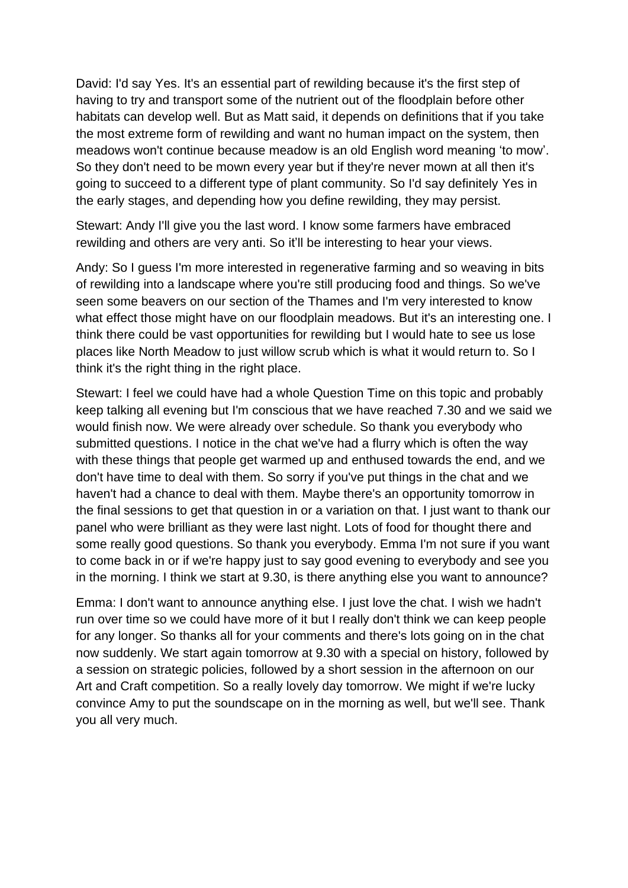David: I'd say Yes. It's an essential part of rewilding because it's the first step of having to try and transport some of the nutrient out of the floodplain before other habitats can develop well. But as Matt said, it depends on definitions that if you take the most extreme form of rewilding and want no human impact on the system, then meadows won't continue because meadow is an old English word meaning 'to mow'. So they don't need to be mown every year but if they're never mown at all then it's going to succeed to a different type of plant community. So I'd say definitely Yes in the early stages, and depending how you define rewilding, they may persist.

Stewart: Andy I'll give you the last word. I know some farmers have embraced rewilding and others are very anti. So it'll be interesting to hear your views.

Andy: So I guess I'm more interested in regenerative farming and so weaving in bits of rewilding into a landscape where you're still producing food and things. So we've seen some beavers on our section of the Thames and I'm very interested to know what effect those might have on our floodplain meadows. But it's an interesting one. I think there could be vast opportunities for rewilding but I would hate to see us lose places like North Meadow to just willow scrub which is what it would return to. So I think it's the right thing in the right place.

Stewart: I feel we could have had a whole Question Time on this topic and probably keep talking all evening but I'm conscious that we have reached 7.30 and we said we would finish now. We were already over schedule. So thank you everybody who submitted questions. I notice in the chat we've had a flurry which is often the way with these things that people get warmed up and enthused towards the end, and we don't have time to deal with them. So sorry if you've put things in the chat and we haven't had a chance to deal with them. Maybe there's an opportunity tomorrow in the final sessions to get that question in or a variation on that. I just want to thank our panel who were brilliant as they were last night. Lots of food for thought there and some really good questions. So thank you everybody. Emma I'm not sure if you want to come back in or if we're happy just to say good evening to everybody and see you in the morning. I think we start at 9.30, is there anything else you want to announce?

Emma: I don't want to announce anything else. I just love the chat. I wish we hadn't run over time so we could have more of it but I really don't think we can keep people for any longer. So thanks all for your comments and there's lots going on in the chat now suddenly. We start again tomorrow at 9.30 with a special on history, followed by a session on strategic policies, followed by a short session in the afternoon on our Art and Craft competition. So a really lovely day tomorrow. We might if we're lucky convince Amy to put the soundscape on in the morning as well, but we'll see. Thank you all very much.